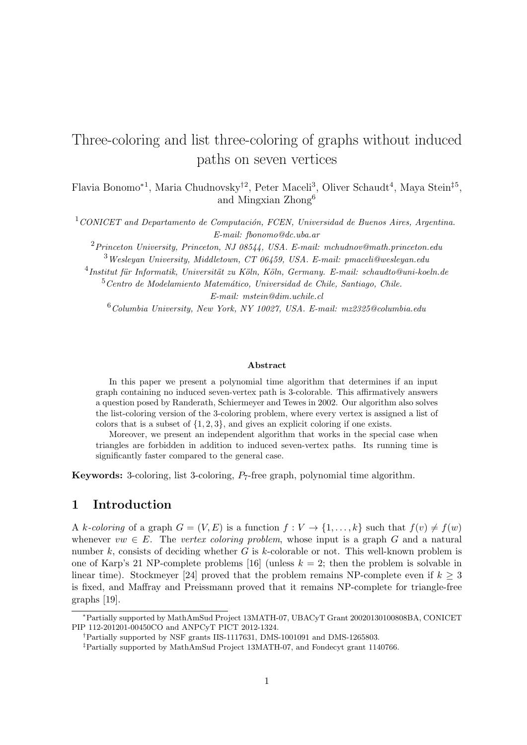# Three-coloring and list three-coloring of graphs without induced paths on seven vertices

Flavia Bonomo*[1], Maria Chudnovsky†[2], Peter Maceli[3], Oliver Schaudt[4], Maya Stein‡[5], and Mingxian Zhong[6]

[1] *CONICET and Departamento de Computación, FCEN, Universidad de Buenos Aires, Argentina. E-mail: fbonomo@dc.uba.ar*

[2] *Princeton University, Princeton, NJ 08544, USA. E-mail: mchudnov@math.princeton.edu*

[3] *Wesleyan University, Middletown, CT 06459, USA. E-mail: pmaceli@wesleyan.edu*

[4] *Institut für Informatik, Universität zu Köln, Köln, Germany. E-mail: schaudto@uni-koeln.de*

[5] *Centro de Modelamiento Matemático, Universidad de Chile, Santiago, Chile. E-mail: mstein@dim.uchile.cl*

[6] *Columbia University, New York, NY 10027, USA. E-mail: mz2325@columbia.edu*

### Abstract

In this paper we present a polynomial time algorithm that determines if an input graph containing no induced seven-vertex path is 3-colorable. This affirmatively answers a question posed by Randerath, Schiermeyer and Tewes in 2002. Our algorithm also solves the list-coloring version of the 3-coloring problem, where every vertex is assigned a list of colors that is a subset of $\{1, 2, 3\}$, and gives an explicit coloring if one exists.

Moreover, we present an independent algorithm that works in the special case when triangles are forbidden in addition to induced seven-vertex paths. Its running time is significantly faster compared to the general case.

**Keywords:** 3-coloring, list 3-coloring, $P_7$-free graph, polynomial time algorithm.

## 1 Introduction

A *k-coloring* of a graph $G = (V, E)$ is a function $f : V \to \{1, \ldots, k\}$ such that $f(v) \neq f(w)$ whenever $vw \in E$. The *vertex coloring problem*, whose input is a graph $G$ and a natural number $k$, consists of deciding whether $G$ is $k$-colorable or not. This well-known problem is one of Karp's 21 NP-complete problems [16] (unless $k = 2$; then the problem is solvable in linear time). Stockmeyer [24] proved that the problem remains NP-complete even if $k \geq 3$ is fixed, and Maffray and Preissmann proved that it remains NP-complete for triangle-free graphs [19].

---

*Partially supported by MathAmSud Project 13MATH-07, UBACyT Grant 20020130100808BA, CONICET PIP 112-201201-00450CO and ANPCyT PICT 2012-1324.

†Partially supported by NSF grants IIS-1117631, DMS-1001091 and DMS-1265803.

‡Partially supported by MathAmSud Project 13MATH-07, and Fondecyt grant 1140766.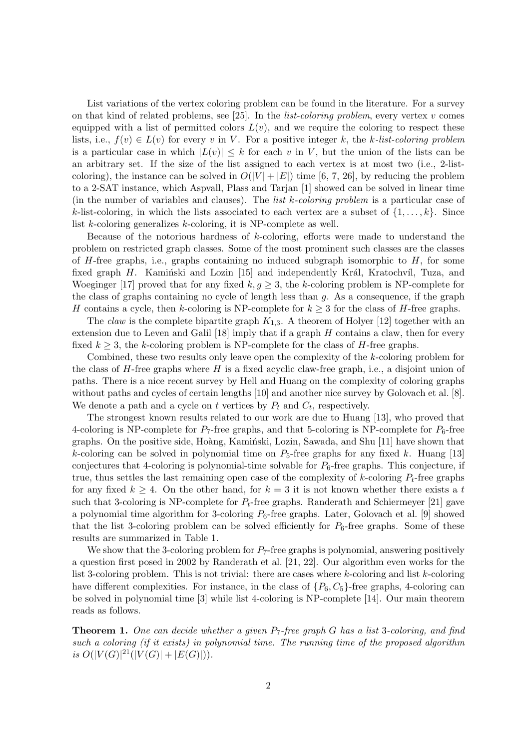List variations of the vertex coloring problem can be found in the literature. For a survey on that kind of related problems, see [25]. In the *list-coloring problem*, every vertex $v$ comes equipped with a list of permitted colors $L(v)$, and we require the coloring to respect these lists, i.e., $f(v) \in L(v)$ for every $v$ in $V$. For a positive integer $k$, the *k-list-coloring problem* is a particular case in which $|L(v)| \leq k$ for each $v$ in $V$, but the union of the lists can be an arbitrary set. If the size of the list assigned to each vertex is at most two (i.e., 2-list-coloring), the instance can be solved in $O(|V| + |E|)$ time [6, 7, 26], by reducing the problem to a 2-SAT instance, which Aspvall, Plass and Tarjan [1] showed can be solved in linear time (in the number of variables and clauses). The *list k-coloring problem* is a particular case of $k$-list-coloring, in which the lists associated to each vertex are a subset of $\{1, \ldots, k\}$. Since list $k$-coloring generalizes $k$-coloring, it is NP-complete as well.

Because of the notorious hardness of $k$-coloring, efforts were made to understand the problem on restricted graph classes. Some of the most prominent such classes are the classes of $H$-free graphs, i.e., graphs containing no induced subgraph isomorphic to $H$, for some fixed graph $H$. Kamiński and Lozin [15] and independently Král, Kratochvíl, Tuza, and Woeginger [17] proved that for any fixed $k, g \geq 3$, the $k$-coloring problem is NP-complete for the class of graphs containing no cycle of length less than $g$. As a consequence, if the graph $H$ contains a cycle, then $k$-coloring is NP-complete for $k \geq 3$ for the class of $H$-free graphs.

The *claw* is the complete bipartite graph $K_{1,3}$. A theorem of Holyer [12] together with an extension due to Leven and Galil [18] imply that if a graph $H$ contains a claw, then for every fixed $k \geq 3$, the $k$-coloring problem is NP-complete for the class of $H$-free graphs.

Combined, these two results only leave open the complexity of the $k$-coloring problem for the class of $H$-free graphs where $H$ is a fixed acyclic claw-free graph, i.e., a disjoint union of paths. There is a nice recent survey by Hell and Huang on the complexity of coloring graphs without paths and cycles of certain lengths [10] and another nice survey by Golovach et al. [8]. We denote a path and a cycle on $t$ vertices by $P_t$ and $C_t$, respectively.

The strongest known results related to our work are due to Huang [13], who proved that 4-coloring is NP-complete for $P_7$-free graphs, and that 5-coloring is NP-complete for $P_6$-free graphs. On the positive side, Hoàng, Kamiński, Lozin, Sawada, and Shu [11] have shown that $k$-coloring can be solved in polynomial time on $P_5$-free graphs for any fixed $k$. Huang [13] conjectures that 4-coloring is polynomial-time solvable for $P_6$-free graphs. This conjecture, if true, thus settles the last remaining open case of the complexity of $k$-coloring $P_t$-free graphs for any fixed $k \geq 4$. On the other hand, for $k = 3$ it is not known whether there exists a $t$ such that 3-coloring is NP-complete for $P_t$-free graphs. Randerath and Schiermeyer [21] gave a polynomial time algorithm for 3-coloring $P_6$-free graphs. Later, Golovach et al. [9] showed that the list 3-coloring problem can be solved efficiently for $P_6$-free graphs. Some of these results are summarized in Table 1.

We show that the 3-coloring problem for $P_7$-free graphs is polynomial, answering positively a question first posed in 2002 by Randerath et al. [21, 22]. Our algorithm even works for the list 3-coloring problem. This is not trivial: there are cases where $k$-coloring and list $k$-coloring have different complexities. For instance, in the class of $\{P_6, C_5\}$-free graphs, 4-coloring can be solved in polynomial time [3] while list 4-coloring is NP-complete [14]. Our main theorem reads as follows.

**Theorem 1.** *One can decide whether a given $P_7$-free graph $G$ has a list 3-coloring, and find such a coloring (if it exists) in polynomial time. The running time of the proposed algorithm is $O(|V(G)|^{21}(|V(G)| + |E(G)|))$.*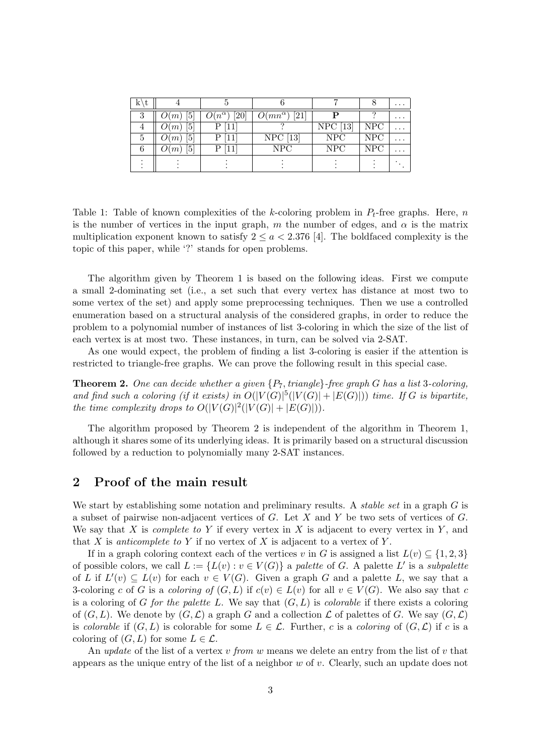| k\t | 4 | 5 | 6 | 7 | 8 | ... |
|---|---|---|---|---|---|---|
| 3 | $O(m)$ [5] | $O(n^\alpha)$ [20] | $O(mn^\alpha)$ [21] | **P** | ? | ... |
| 4 | $O(m)$ [5] | P [11] | ? | NPC [13] | NPC | ... |
| 5 | $O(m)$ [5] | P [11] | NPC [13] | NPC | NPC | ... |
| 6 | $O(m)$ [5] | P [11] | NPC | NPC | NPC | ... |
| ⋮ | ⋮ | ⋮ | ⋮ | ⋮ | ⋮ | ⋱ |

Table 1: Table of known complexities of the $k$-coloring problem in $P_t$-free graphs. Here, $n$ is the number of vertices in the input graph, $m$ the number of edges, and $\alpha$ is the matrix multiplication exponent known to satisfy $2 \leq a < 2.376$ [4]. The boldfaced complexity is the topic of this paper, while '?' stands for open problems.

The algorithm given by Theorem 1 is based on the following ideas. First we compute a small 2-dominating set (i.e., a set such that every vertex has distance at most two to some vertex of the set) and apply some preprocessing techniques. Then we use a controlled enumeration based on a structural analysis of the considered graphs, in order to reduce the problem to a polynomial number of instances of list 3-coloring in which the size of the list of each vertex is at most two. These instances, in turn, can be solved via 2-SAT.

As one would expect, the problem of finding a list 3-coloring is easier if the attention is restricted to triangle-free graphs. We can prove the following result in this special case.

**Theorem 2.** *One can decide whether a given $\{P_7$, triangle$\}$-free graph $G$ has a list 3-coloring, and find such a coloring (if it exists) in $O(|V(G)|^5(|V(G)|+|E(G)|))$ time. If $G$ is bipartite, the time complexity drops to $O(|V(G)|^2(|V(G)|+|E(G)|))$.*

The algorithm proposed by Theorem 2 is independent of the algorithm in Theorem 1, although it shares some of its underlying ideas. It is primarily based on a structural discussion followed by a reduction to polynomially many 2-SAT instances.

## 2 Proof of the main result

We start by establishing some notation and preliminary results. A *stable set* in a graph $G$ is a subset of pairwise non-adjacent vertices of $G$. Let $X$ and $Y$ be two sets of vertices of $G$. We say that $X$ is *complete to* $Y$ if every vertex in $X$ is adjacent to every vertex in $Y$, and that $X$ is *anticomplete to* $Y$ if no vertex of $X$ is adjacent to a vertex of $Y$.

If in a graph coloring context each of the vertices $v$ in $G$ is assigned a list $L(v) \subseteq \{1, 2, 3\}$ of possible colors, we call $L := \{L(v) : v \in V(G)\}$ a *palette* of $G$. A palette $L'$ is a *subpalette* of $L$ if $L'(v) \subseteq L(v)$ for each $v \in V(G)$. Given a graph $G$ and a palette $L$, we say that a 3-coloring $c$ of $G$ is a *coloring of* $(G, L)$ if $c(v) \in L(v)$ for all $v \in V(G)$. We also say that $c$ is a coloring of $G$ *for the palette* $L$. We say that $(G, L)$ is *colorable* if there exists a coloring of $(G, L)$. We denote by $(G, \mathcal{L})$ a graph $G$ and a collection $\mathcal{L}$ of palettes of $G$. We say $(G, \mathcal{L})$ is *colorable* if $(G, L)$ is colorable for some $L \in \mathcal{L}$. Further, $c$ is a *coloring* of $(G, \mathcal{L})$ if $c$ is a coloring of $(G, L)$ for some $L \in \mathcal{L}$.

An *update* of the list of a vertex $v$ *from* $w$ means we delete an entry from the list of $v$ that appears as the unique entry of the list of a neighbor $w$ of $v$. Clearly, such an update does not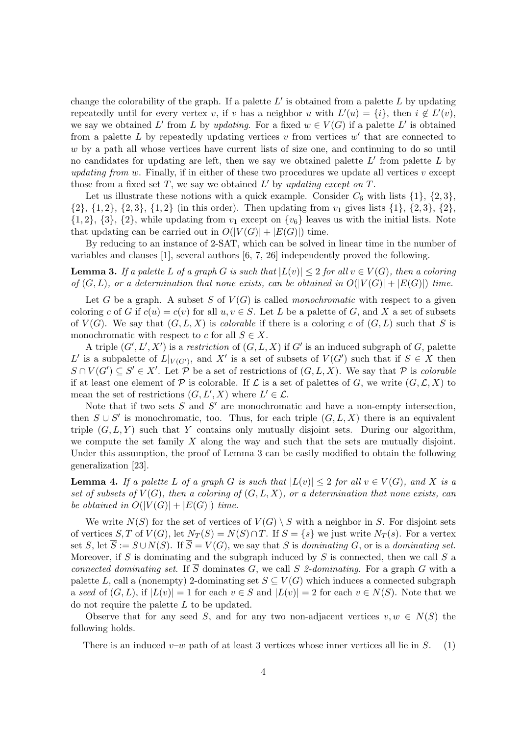change the colorability of the graph. If a palette $L'$ is obtained from a palette $L$ by updating repeatedly until for every vertex $v$, if $v$ has a neighbor $u$ with $L'(u) = \{i\}$, then $i \notin L'(v)$, we say we obtained $L'$ from $L$ by *updating*. For a fixed $w \in V(G)$ if a palette $L'$ is obtained from a palette $L$ by repeatedly updating vertices $v$ from vertices $w'$ that are connected to $w$ by a path all whose vertices have current lists of size one, and continuing to do so until no candidates for updating are left, then we say we obtained palette $L'$ from palette $L$ by *updating from* $w$. Finally, if in either of these two procedures we update all vertices $v$ except those from a fixed set $T$, we say we obtained $L'$ by *updating except on* $T$.

Let us illustrate these notions with a quick example. Consider $C_6$ with lists $\{1\}$, $\{2,3\}$, $\{2\}$, $\{1,2\}$, $\{2,3\}$, $\{1,2\}$ (in this order). Then updating from $v_1$ gives lists $\{1\}$, $\{2,3\}$, $\{2\}$, $\{1,2\}$, $\{3\}$, $\{2\}$, while updating from $v_1$ except on $\{v_6\}$ leaves us with the initial lists. Note that updating can be carried out in $O(|V(G)| + |E(G)|)$ time.

By reducing to an instance of 2-SAT, which can be solved in linear time in the number of variables and clauses [1], several authors [6, 7, 26] independently proved the following.

**Lemma 3.** *If a palette $L$ of a graph $G$ is such that $|L(v)| \leq 2$ for all $v \in V(G)$, then a coloring of $(G, L)$, or a determination that none exists, can be obtained in $O(|V(G)| + |E(G)|)$ time.*

Let $G$ be a graph. A subset $S$ of $V(G)$ is called *monochromatic* with respect to a given coloring $c$ of $G$ if $c(u) = c(v)$ for all $u, v \in S$. Let $L$ be a palette of $G$, and $X$ a set of subsets of $V(G)$. We say that $(G, L, X)$ is *colorable* if there is a coloring $c$ of $(G, L)$ such that $S$ is monochromatic with respect to $c$ for all $S \in X$.

A triple $(G', L', X')$ is a *restriction* of $(G, L, X)$ if $G'$ is an induced subgraph of $G$, palette $L'$ is a subpalette of $L|_{V(G')}$, and $X'$ is a set of subsets of $V(G')$ such that if $S \in X$ then $S \cap V(G') \subseteq S' \in X'$. Let $\mathcal{P}$ be a set of restrictions of $(G, L, X)$. We say that $\mathcal{P}$ is *colorable* if at least one element of $\mathcal{P}$ is colorable. If $\mathcal{L}$ is a set of palettes of $G$, we write $(G, \mathcal{L}, X)$ to mean the set of restrictions $(G, L', X)$ where $L' \in \mathcal{L}$.

Note that if two sets $S$ and $S'$ are monochromatic and have a non-empty intersection, then $S \cup S'$ is monochromatic, too. Thus, for each triple $(G, L, X)$ there is an equivalent triple $(G, L, Y)$ such that $Y$ contains only mutually disjoint sets. During our algorithm, we compute the set family $X$ along the way and such that the sets are mutually disjoint. Under this assumption, the proof of Lemma 3 can be easily modified to obtain the following generalization [23].

**Lemma 4.** *If a palette $L$ of a graph $G$ is such that $|L(v)| \leq 2$ for all $v \in V(G)$, and $X$ is a set of subsets of $V(G)$, then a coloring of $(G, L, X)$, or a determination that none exists, can be obtained in $O(|V(G)| + |E(G)|)$ time.*

We write $N(S)$ for the set of vertices of $V(G) \setminus S$ with a neighbor in $S$. For disjoint sets of vertices $S, T$ of $V(G)$, let $N_T(S) = N(S) \cap T$. If $S = \{s\}$ we just write $N_T(s)$. For a vertex set $S$, let $\overline{S} := S \cup N(S)$. If $\overline{S} = V(G)$, we say that $S$ is *dominating* $G$, or is a *dominating set*. Moreover, if $S$ is dominating and the subgraph induced by $S$ is connected, then we call $S$ a *connected dominating set*. If $\overline{S}$ dominates $G$, we call $S$ *2-dominating*. For a graph $G$ with a palette $L$, call a (nonempty) 2-dominating set $S \subseteq V(G)$ which induces a connected subgraph a *seed* of $(G, L)$, if $|L(v)| = 1$ for each $v \in S$ and $|L(v)| = 2$ for each $v \in N(S)$. Note that we do not require the palette $L$ to be updated.

Observe that for any seed $S$, and for any two non-adjacent vertices $v, w \in N(S)$ the following holds.

There is an induced $v$–$w$ path of at least 3 vertices whose inner vertices all lie in $S$. (1)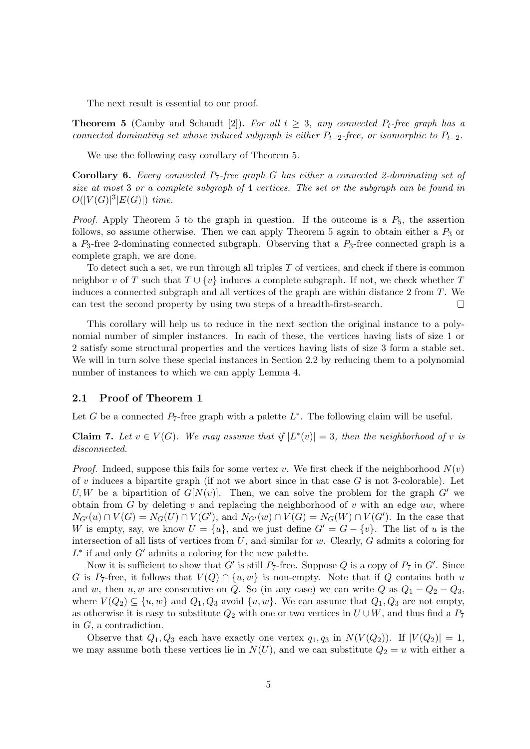The next result is essential to our proof.

**Theorem 5** (Camby and Schaudt [2]). *For all $t \geq 3$, any connected $P_t$-free graph has a connected dominating set whose induced subgraph is either $P_{t-2}$-free, or isomorphic to $P_{t-2}$.*

We use the following easy corollary of Theorem 5.

**Corollary 6.** *Every connected $P_7$-free graph $G$ has either a connected 2-dominating set of size at most 3 or a complete subgraph of 4 vertices. The set or the subgraph can be found in $O(|V(G)|^3|E(G)|)$ time.*

*Proof.* Apply Theorem 5 to the graph in question. If the outcome is a $P_5$, the assertion follows, so assume otherwise. Then we can apply Theorem 5 again to obtain either a $P_3$ or a $P_3$-free 2-dominating connected subgraph. Observing that a $P_3$-free connected graph is a complete graph, we are done.

To detect such a set, we run through all triples $T$ of vertices, and check if there is common neighbor $v$ of $T$ such that $T \cup \{v\}$ induces a complete subgraph. If not, we check whether $T$ induces a connected subgraph and all vertices of the graph are within distance 2 from $T$. We can test the second property by using two steps of a breadth-first-search. $\square$

This corollary will help us to reduce in the next section the original instance to a polynomial number of simpler instances. In each of these, the vertices having lists of size 1 or 2 satisfy some structural properties and the vertices having lists of size 3 form a stable set. We will in turn solve these special instances in Section 2.2 by reducing them to a polynomial number of instances to which we can apply Lemma 4.

## 2.1 Proof of Theorem 1

Let $G$ be a connected $P_7$-free graph with a palette $L^*$. The following claim will be useful.

**Claim 7.** *Let $v \in V(G)$. We may assume that if $|L^*(v)| = 3$, then the neighborhood of $v$ is disconnected.*

*Proof.* Indeed, suppose this fails for some vertex $v$. We first check if the neighborhood $N(v)$ of $v$ induces a bipartite graph (if not we abort since in that case $G$ is not 3-colorable). Let $U, W$ be a bipartition of $G[N(v)]$. Then, we can solve the problem for the graph $G'$ we obtain from $G$ by deleting $v$ and replacing the neighborhood of $v$ with an edge $uw$, where $N_{G'}(u) \cap V(G) = N_G(U) \cap V(G')$, and $N_{G'}(w) \cap V(G) = N_G(W) \cap V(G')$. In the case that $W$ is empty, say, we know $U = \{u\}$, and we just define $G' = G - \{v\}$. The list of $u$ is the intersection of all lists of vertices from $U$, and similar for $w$. Clearly, $G$ admits a coloring for $L^*$ if and only $G'$ admits a coloring for the new palette.

Now it is sufficient to show that $G'$ is still $P_7$-free. Suppose $Q$ is a copy of $P_7$ in $G'$. Since $G$ is $P_7$-free, it follows that $V(Q) \cap \{u, w\}$ is non-empty. Note that if $Q$ contains both $u$ and $w$, then $u, w$ are consecutive on $Q$. So (in any case) we can write $Q$ as $Q_1 - Q_2 - Q_3$, where $V(Q_2) \subseteq \{u, w\}$ and $Q_1, Q_3$ avoid $\{u, w\}$. We can assume that $Q_1, Q_3$ are not empty, as otherwise it is easy to substitute $Q_2$ with one or two vertices in $U \cup W$, and thus find a $P_7$ in $G$, a contradiction.

Observe that $Q_1, Q_3$ each have exactly one vertex $q_1, q_3$ in $N(V(Q_2))$. If $|V(Q_2)| = 1$, we may assume both these vertices lie in $N(U)$, and we can substitute $Q_2 = u$ with either a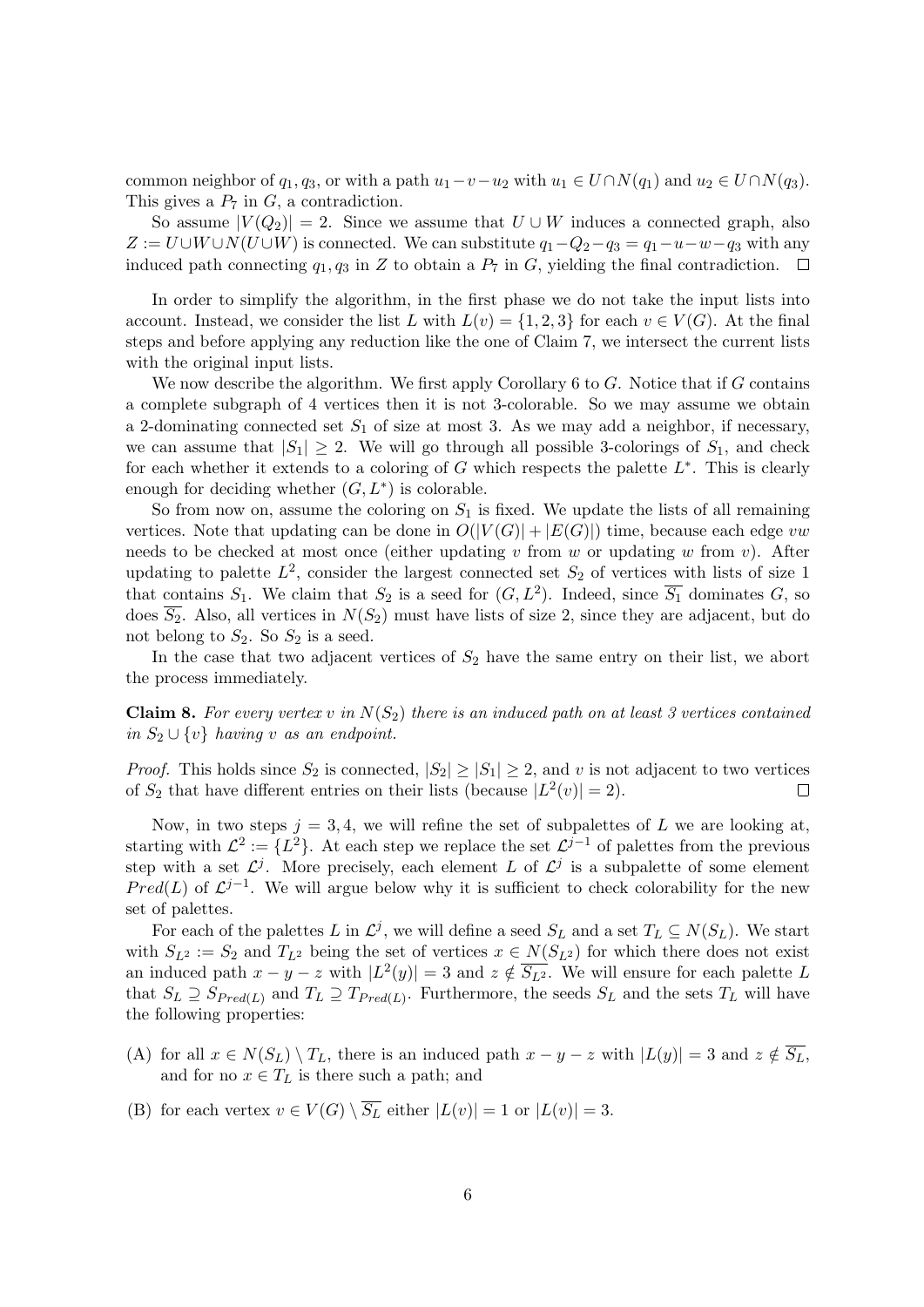common neighbor of $q_1, q_3$, or with a path $u_1 - v - u_2$ with $u_1 \in U \cap N(q_1)$ and $u_2 \in U \cap N(q_3)$. This gives a $P_7$ in $G$, a contradiction.

So assume $|V(Q_2)| = 2$. Since we assume that $U \cup W$ induces a connected graph, also $Z := U \cup W \cup N(U \cup W)$ is connected. We can substitute $q_1 - Q_2 - q_3 = q_1 - u - w - q_3$ with any induced path connecting $q_1, q_3$ in $Z$ to obtain a $P_7$ in $G$, yielding the final contradiction. $\square$

In order to simplify the algorithm, in the first phase we do not take the input lists into account. Instead, we consider the list $L$ with $L(v) = \{1, 2, 3\}$ for each $v \in V(G)$. At the final steps and before applying any reduction like the one of Claim 7, we intersect the current lists with the original input lists.

We now describe the algorithm. We first apply Corollary 6 to $G$. Notice that if $G$ contains a complete subgraph of 4 vertices then it is not 3-colorable. So we may assume we obtain a 2-dominating connected set $S_1$ of size at most 3. As we may add a neighbor, if necessary, we can assume that $|S_1| \geq 2$. We will go through all possible 3-colorings of $S_1$, and check for each whether it extends to a coloring of $G$ which respects the palette $L^*$. This is clearly enough for deciding whether $(G, L^*)$ is colorable.

So from now on, assume the coloring on $S_1$ is fixed. We update the lists of all remaining vertices. Note that updating can be done in $O(|V(G)| + |E(G)|)$ time, because each edge $vw$ needs to be checked at most once (either updating $v$ from $w$ or updating $w$ from $v$). After updating to palette $L^2$, consider the largest connected set $S_2$ of vertices with lists of size 1 that contains $S_1$. We claim that $S_2$ is a seed for $(G, L^2)$. Indeed, since $\overline{S_1}$ dominates $G$, so does $\overline{S_2}$. Also, all vertices in $N(S_2)$ must have lists of size 2, since they are adjacent, but do not belong to $S_2$. So $S_2$ is a seed.

In the case that two adjacent vertices of $S_2$ have the same entry on their list, we abort the process immediately.

**Claim 8.** *For every vertex $v$ in $N(S_2)$ there is an induced path on at least 3 vertices contained in $S_2 \cup \{v\}$ having $v$ as an endpoint.*

*Proof.* This holds since $S_2$ is connected, $|S_2| \geq |S_1| \geq 2$, and $v$ is not adjacent to two vertices of $S_2$ that have different entries on their lists (because $|L^2(v)| = 2$). $\square$

Now, in two steps $j = 3, 4$, we will refine the set of subpalettes of $L$ we are looking at, starting with $\mathcal{L}^2 := \{L^2\}$. At each step we replace the set $\mathcal{L}^{j-1}$ of palettes from the previous step with a set $\mathcal{L}^j$. More precisely, each element $L$ of $\mathcal{L}^j$ is a subpalette of some element $Pred(L)$ of $\mathcal{L}^{j-1}$. We will argue below why it is sufficient to check colorability for the new set of palettes.

For each of the palettes $L$ in $\mathcal{L}^j$, we will define a seed $S_L$ and a set $T_L \subseteq N(S_L)$. We start with $S_{L^2} := S_2$ and $T_{L^2}$ being the set of vertices $x \in N(S_{L^2})$ for which there does not exist an induced path $x - y - z$ with $|L^2(y)| = 3$ and $z \notin \overline{S_{L^2}}$. We will ensure for each palette $L$ that $S_L \supseteq S_{Pred(L)}$ and $T_L \supseteq T_{Pred(L)}$. Furthermore, the seeds $S_L$ and the sets $T_L$ will have the following properties:

(A) for all $x \in N(S_L) \setminus T_L$, there is an induced path $x - y - z$ with $|L(y)| = 3$ and $z \notin \overline{S_L}$, and for no $x \in T_L$ is there such a path; and

(B) for each vertex $v \in V(G) \setminus \overline{S_L}$ either $|L(v)| = 1$ or $|L(v)| = 3$.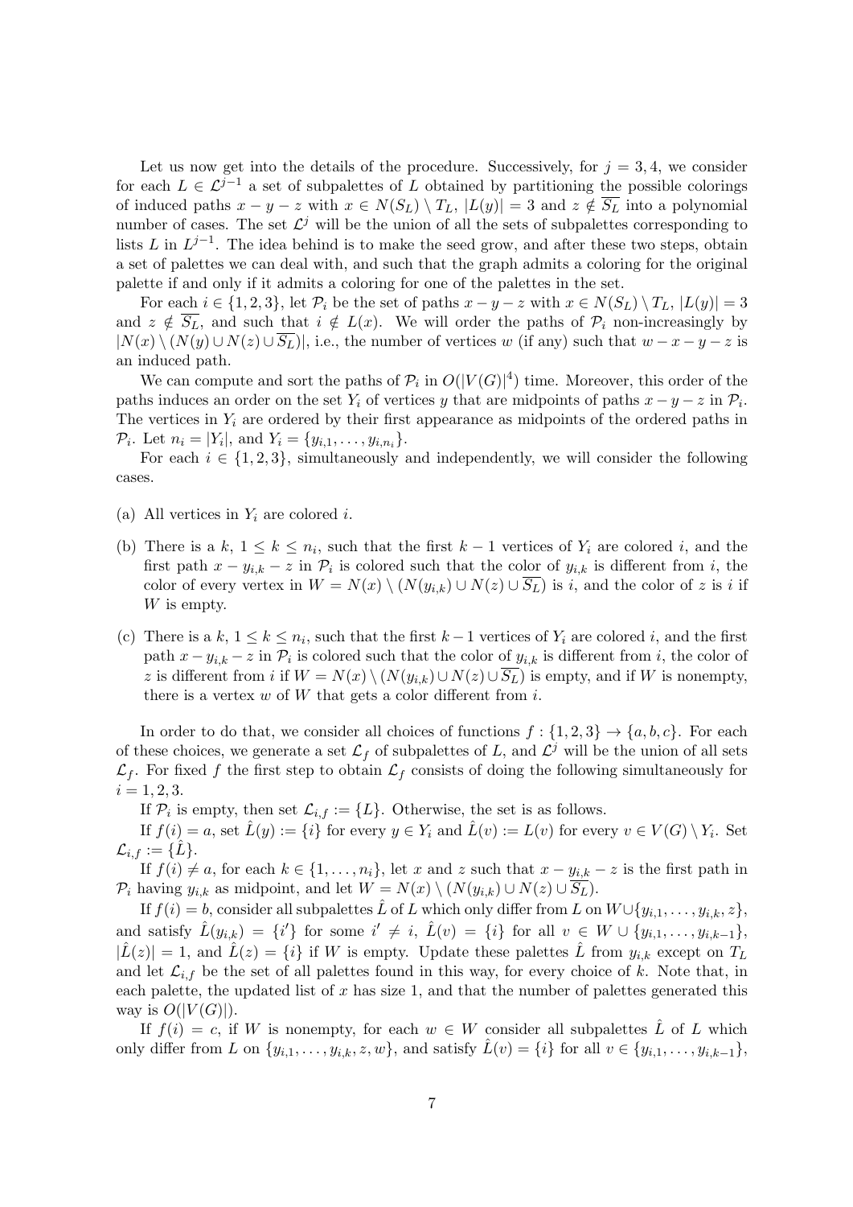Let us now get into the details of the procedure. Successively, for $j = 3, 4$, we consider for each $L \in \mathcal{L}^{j-1}$ a set of subpalettes of $L$ obtained by partitioning the possible colorings of induced paths $x - y - z$ with $x \in N(S_L) \setminus T_L$, $|L(y)| = 3$ and $z \notin \overline{S_L}$ into a polynomial number of cases. The set $\mathcal{L}^j$ will be the union of all the sets of subpalettes corresponding to lists $L$ in $L^{j-1}$. The idea behind is to make the seed grow, and after these two steps, obtain a set of palettes we can deal with, and such that the graph admits a coloring for the original palette if and only if it admits a coloring for one of the palettes in the set.

For each $i \in \{1, 2, 3\}$, let $\mathcal{P}_i$ be the set of paths $x - y - z$ with $x \in N(S_L) \setminus T_L$, $|L(y)| = 3$ and $z \notin \overline{S_L}$, and such that $i \notin L(x)$. We will order the paths of $\mathcal{P}_i$ non-increasingly by $|N(x) \setminus (N(y) \cup N(z) \cup \overline{S_L})|$, i.e., the number of vertices $w$ (if any) such that $w - x - y - z$ is an induced path.

We can compute and sort the paths of $\mathcal{P}_i$ in $O(|V(G)|^4)$ time. Moreover, this order of the paths induces an order on the set $Y_i$ of vertices $y$ that are midpoints of paths $x - y - z$ in $\mathcal{P}_i$. The vertices in $Y_i$ are ordered by their first appearance as midpoints of the ordered paths in $\mathcal{P}_i$. Let $n_i = |Y_i|$, and $Y_i = \{y_{i,1}, \ldots, y_{i,n_i}\}$.

For each $i \in \{1, 2, 3\}$, simultaneously and independently, we will consider the following cases.

(a) All vertices in $Y_i$ are colored $i$.

(b) There is a $k$, $1 \leq k \leq n_i$, such that the first $k - 1$ vertices of $Y_i$ are colored $i$, and the first path $x - y_{i,k} - z$ in $\mathcal{P}_i$ is colored such that the color of $y_{i,k}$ is different from $i$, the color of every vertex in $W = N(x) \setminus (N(y_{i,k}) \cup N(z) \cup \overline{S_L})$ is $i$, and the color of $z$ is $i$ if $W$ is empty.

(c) There is a $k$, $1 \leq k \leq n_i$, such that the first $k - 1$ vertices of $Y_i$ are colored $i$, and the first path $x - y_{i,k} - z$ in $\mathcal{P}_i$ is colored such that the color of $y_{i,k}$ is different from $i$, the color of $z$ is different from $i$ if $W = N(x) \setminus (N(y_{i,k}) \cup N(z) \cup \overline{S_L})$ is empty, and if $W$ is nonempty, there is a vertex $w$ of $W$ that gets a color different from $i$.

In order to do that, we consider all choices of functions $f : \{1, 2, 3\} \to \{a, b, c\}$. For each of these choices, we generate a set $\mathcal{L}_f$ of subpalettes of $L$, and $\mathcal{L}^j$ will be the union of all sets $\mathcal{L}_f$. For fixed $f$ the first step to obtain $\mathcal{L}_f$ consists of doing the following simultaneously for $i = 1, 2, 3$.

If $\mathcal{P}_i$ is empty, then set $\mathcal{L}_{i,f} := \{L\}$. Otherwise, the set is as follows.

If $f(i) = a$, set $\hat{L}(y) := \{i\}$ for every $y \in Y_i$ and $\hat{L}(v) := L(v)$ for every $v \in V(G) \setminus Y_i$. Set $\mathcal{L}_{i,f} := \{\hat{L}\}$.

If $f(i) \neq a$, for each $k \in \{1, \ldots, n_i\}$, let $x$ and $z$ such that $x - y_{i,k} - z$ is the first path in $\mathcal{P}_i$ having $y_{i,k}$ as midpoint, and let $W = N(x) \setminus (N(y_{i,k}) \cup N(z) \cup \overline{S_L})$.

If $f(i) = b$, consider all subpalettes $\hat{L}$ of $L$ which only differ from $L$ on $W \cup \{y_{i,1}, \ldots, y_{i,k}, z\}$, and satisfy $\hat{L}(y_{i,k}) = \{i'\}$ for some $i' \neq i$, $\hat{L}(v) = \{i\}$ for all $v \in W \cup \{y_{i,1}, \ldots, y_{i,k-1}\}$, $|\hat{L}(z)| = 1$, and $\hat{L}(z) = \{i\}$ if $W$ is empty. Update these palettes $\hat{L}$ from $y_{i,k}$ except on $T_L$ and let $\mathcal{L}_{i,f}$ be the set of all palettes found in this way, for every choice of $k$. Note that, in each palette, the updated list of $x$ has size 1, and that the number of palettes generated this way is $O(|V(G)|)$.

If $f(i) = c$, if $W$ is nonempty, for each $w \in W$ consider all subpalettes $\hat{L}$ of $L$ which only differ from $L$ on $\{y_{i,1}, \ldots, y_{i,k}, z, w\}$, and satisfy $\hat{L}(v) = \{i\}$ for all $v \in \{y_{i,1}, \ldots, y_{i,k-1}\}$,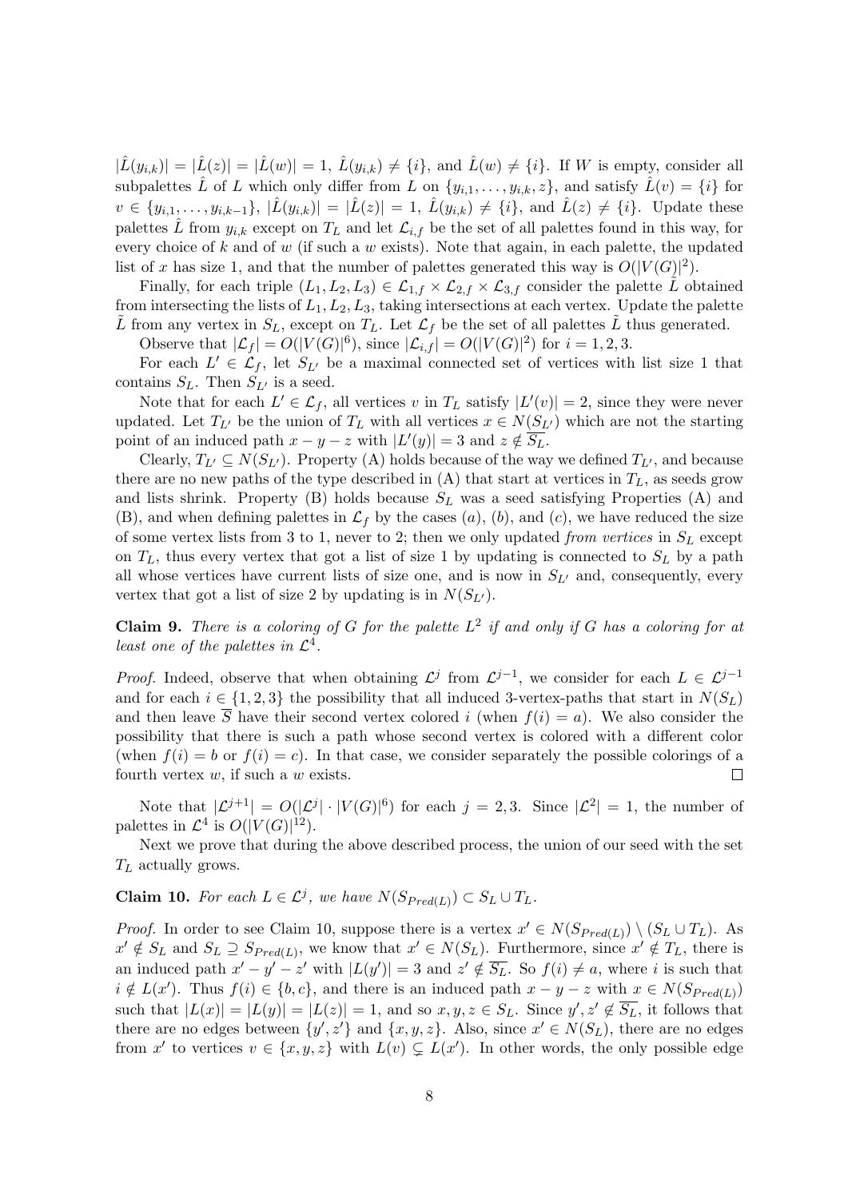$|\hat{L}(y_{i,k})| = |\hat{L}(z)| = |\hat{L}(w)| = 1$, $\hat{L}(y_{i,k}) \neq \{i\}$, and $\hat{L}(w) \neq \{i\}$. If $W$ is empty, consider all subpalettes $\hat{L}$ of $L$ which only differ from $L$ on $\{y_{i,1}, \ldots, y_{i,k}, z\}$, and satisfy $\hat{L}(v) = \{i\}$ for $v \in \{y_{i,1}, \ldots, y_{i,k-1}\}$, $|\hat{L}(y_{i,k})| = |\hat{L}(z)| = 1$, $\hat{L}(y_{i,k}) \neq \{i\}$, and $\hat{L}(z) \neq \{i\}$. Update these palettes $\hat{L}$ from $y_{i,k}$ except on $T_L$ and let $\mathcal{L}_{i,f}$ be the set of all palettes found in this way, for every choice of $k$ and of $w$ (if such a $w$ exists). Note that again, in each palette, the updated list of $x$ has size 1, and that the number of palettes generated this way is $O(|V(G)|^2)$.

Finally, for each triple $(L_1, L_2, L_3) \in \mathcal{L}_{1,f} \times \mathcal{L}_{2,f} \times \mathcal{L}_{3,f}$ consider the palette $\tilde{L}$ obtained from intersecting the lists of $L_1, L_2, L_3$, taking intersections at each vertex. Update the palette $\tilde{L}$ from any vertex in $S_L$, except on $T_L$. Let $\mathcal{L}_f$ be the set of all palettes $\tilde{L}$ thus generated.

Observe that $|\mathcal{L}_f| = O(|V(G)|^6)$, since $|\mathcal{L}_{i,f}| = O(|V(G)|^2)$ for $i = 1, 2, 3$.

For each $L' \in \mathcal{L}_f$, let $S_{L'}$ be a maximal connected set of vertices with list size 1 that contains $S_L$. Then $S_{L'}$ is a seed.

Note that for each $L' \in \mathcal{L}_f$, all vertices $v$ in $T_L$ satisfy $|L'(v)| = 2$, since they were never updated. Let $T_{L'}$ be the union of $T_L$ with all vertices $x \in N(S_{L'})$ which are not the starting point of an induced path $x - y - z$ with $|L'(y)| = 3$ and $z \notin \overline{S_L}$.

Clearly, $T_{L'} \subseteq N(S_{L'})$. Property (A) holds because of the way we defined $T_{L'}$, and because there are no new paths of the type described in (A) that start at vertices in $T_L$, as seeds grow and lists shrink. Property (B) holds because $S_L$ was a seed satisfying Properties (A) and (B), and when defining palettes in $\mathcal{L}_f$ by the cases $(a)$, $(b)$, and $(c)$, we have reduced the size of some vertex lists from 3 to 1, never to 2; then we only updated *from vertices* in $S_L$ except on $T_L$, thus every vertex that got a list of size 1 by updating is connected to $S_L$ by a path all whose vertices have current lists of size one, and is now in $S_{L'}$ and, consequently, every vertex that got a list of size 2 by updating is in $N(S_{L'})$.

**Claim 9.** *There is a coloring of $G$ for the palette $L^2$ if and only if $G$ has a coloring for at least one of the palettes in $\mathcal{L}^4$.*

*Proof.* Indeed, observe that when obtaining $\mathcal{L}^j$ from $\mathcal{L}^{j-1}$, we consider for each $L \in \mathcal{L}^{j-1}$ and for each $i \in \{1, 2, 3\}$ the possibility that all induced 3-vertex-paths that start in $N(S_L)$ and then leave $\overline{S}$ have their second vertex colored $i$ (when $f(i) = a$). We also consider the possibility that there is such a path whose second vertex is colored with a different color (when $f(i) = b$ or $f(i) = c$). In that case, we consider separately the possible colorings of a fourth vertex $w$, if such a $w$ exists. □

Note that $|\mathcal{L}^{j+1}| = O(|\mathcal{L}^j| \cdot |V(G)|^6)$ for each $j = 2, 3$. Since $|\mathcal{L}^2| = 1$, the number of palettes in $\mathcal{L}^4$ is $O(|V(G)|^{12})$.

Next we prove that during the above described process, the union of our seed with the set $T_L$ actually grows.

**Claim 10.** *For each $L \in \mathcal{L}^j$, we have $N(S_{Pred(L)}) \subset S_L \cup T_L$.*

*Proof.* In order to see Claim 10, suppose there is a vertex $x' \in N(S_{Pred(L)}) \setminus (S_L \cup T_L)$. As $x' \notin S_L$ and $S_L \supseteq S_{Pred(L)}$, we know that $x' \in N(S_L)$. Furthermore, since $x' \notin T_L$, there is an induced path $x' - y' - z'$ with $|L(y')| = 3$ and $z' \notin \overline{S_L}$. So $f(i) \neq a$, where $i$ is such that $i \notin L(x')$. Thus $f(i) \in \{b, c\}$, and there is an induced path $x - y - z$ with $x \in N(S_{Pred(L)})$ such that $|L(x)| = |L(y)| = |L(z)| = 1$, and so $x, y, z \in S_L$. Since $y', z' \notin \overline{S_L}$, it follows that there are no edges between $\{y', z'\}$ and $\{x, y, z\}$. Also, since $x' \in N(S_L)$, there are no edges from $x'$ to vertices $v \in \{x, y, z\}$ with $L(v) \subsetneq L(x')$. In other words, the only possible edge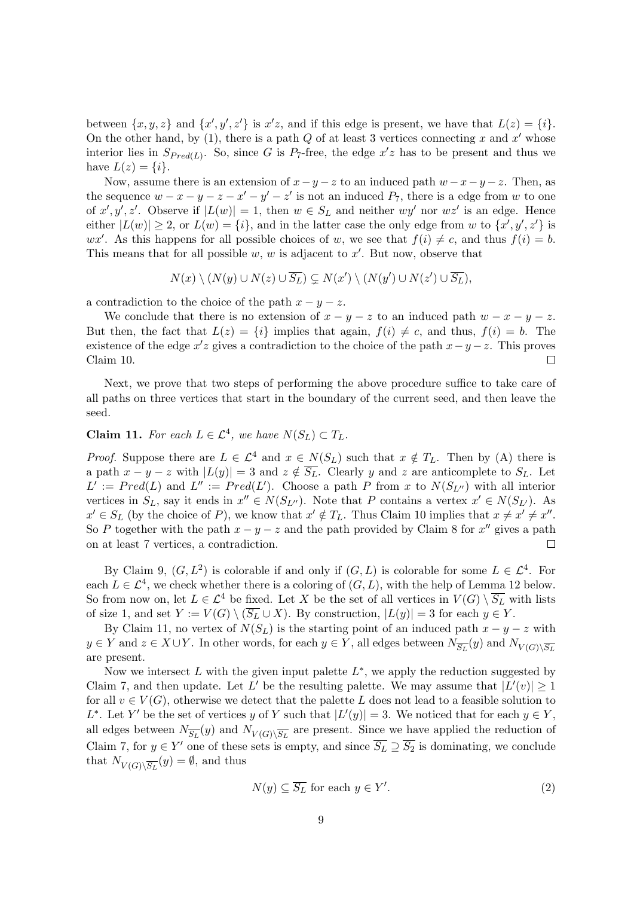between $\{x, y, z\}$ and $\{x', y', z'\}$ is $x'z$, and if this edge is present, we have that $L(z) = \{i\}$. On the other hand, by (1), there is a path $Q$ of at least 3 vertices connecting $x$ and $x'$ whose interior lies in $S_{Pred(L)}$. So, since $G$ is $P_7$-free, the edge $x'z$ has to be present and thus we have $L(z) = \{i\}$.

Now, assume there is an extension of $x - y - z$ to an induced path $w - x - y - z$. Then, as the sequence $w - x - y - z - x' - y' - z'$ is not an induced $P_7$, there is a edge from $w$ to one of $x', y', z'$. Observe if $|L(w)| = 1$, then $w \in S_L$ and neither $wy'$ nor $wz'$ is an edge. Hence either $|L(w)| \geq 2$, or $L(w) = \{i\}$, and in the latter case the only edge from $w$ to $\{x', y', z'\}$ is $wx'$. As this happens for all possible choices of $w$, we see that $f(i) \neq c$, and thus $f(i) = b$. This means that for all possible $w$, $w$ is adjacent to $x'$. But now, observe that

$$N(x) \setminus (N(y) \cup N(z) \cup \overline{S_L}) \subsetneq N(x') \setminus (N(y') \cup N(z') \cup \overline{S_L}),$$

a contradiction to the choice of the path $x - y - z$.

We conclude that there is no extension of $x - y - z$ to an induced path $w - x - y - z$. But then, the fact that $L(z) = \{i\}$ implies that again, $f(i) \neq c$, and thus, $f(i) = b$. The existence of the edge $x'z$ gives a contradiction to the choice of the path $x - y - z$. This proves Claim 10. □

Next, we prove that two steps of performing the above procedure suffice to take care of all paths on three vertices that start in the boundary of the current seed, and then leave the seed.

**Claim 11.** *For each $L \in \mathcal{L}^4$, we have $N(S_L) \subset T_L$.*

*Proof.* Suppose there are $L \in \mathcal{L}^4$ and $x \in N(S_L)$ such that $x \notin T_L$. Then by (A) there is a path $x - y - z$ with $|L(y)| = 3$ and $z \notin \overline{S_L}$. Clearly $y$ and $z$ are anticomplete to $S_L$. Let $L' := Pred(L)$ and $L'' := Pred(L')$. Choose a path $P$ from $x$ to $N(S_{L''})$ with all interior vertices in $S_L$, say it ends in $x'' \in N(S_{L''})$. Note that $P$ contains a vertex $x' \in N(S_{L'})$. As $x' \in S_L$ (by the choice of $P$), we know that $x' \notin T_L$. Thus Claim 10 implies that $x \neq x' \neq x''$. So $P$ together with the path $x - y - z$ and the path provided by Claim 8 for $x''$ gives a path on at least 7 vertices, a contradiction. □

By Claim 9, $(G, L^2)$ is colorable if and only if $(G, L)$ is colorable for some $L \in \mathcal{L}^4$. For each $L \in \mathcal{L}^4$, we check whether there is a coloring of $(G, L)$, with the help of Lemma 12 below. So from now on, let $L \in \mathcal{L}^4$ be fixed. Let $X$ be the set of all vertices in $V(G) \setminus \overline{S_L}$ with lists of size 1, and set $Y := V(G) \setminus (\overline{S_L} \cup X)$. By construction, $|L(y)| = 3$ for each $y \in Y$.

By Claim 11, no vertex of $N(S_L)$ is the starting point of an induced path $x - y - z$ with $y \in Y$ and $z \in X \cup Y$. In other words, for each $y \in Y$, all edges between $N_{\overline{S_L}}(y)$ and $N_{V(G) \setminus \overline{S_L}}$ are present.

Now we intersect $L$ with the given input palette $L^*$, we apply the reduction suggested by Claim 7, and then update. Let $L'$ be the resulting palette. We may assume that $|L'(v)| \geq 1$ for all $v \in V(G)$, otherwise we detect that the palette $L$ does not lead to a feasible solution to $L^*$. Let $Y'$ be the set of vertices $y$ of $Y$ such that $|L'(y)| = 3$. We noticed that for each $y \in Y$, all edges between $N_{\overline{S_L}}(y)$ and $N_{V(G) \setminus \overline{S_L}}$ are present. Since we have applied the reduction of Claim 7, for $y \in Y'$ one of these sets is empty, and since $\overline{S_L} \supseteq \overline{S_2}$ is dominating, we conclude that $N_{V(G) \setminus \overline{S_L}}(y) = \emptyset$, and thus

$$N(y) \subseteq \overline{S_L} \text{ for each } y \in Y'. \tag{2}$$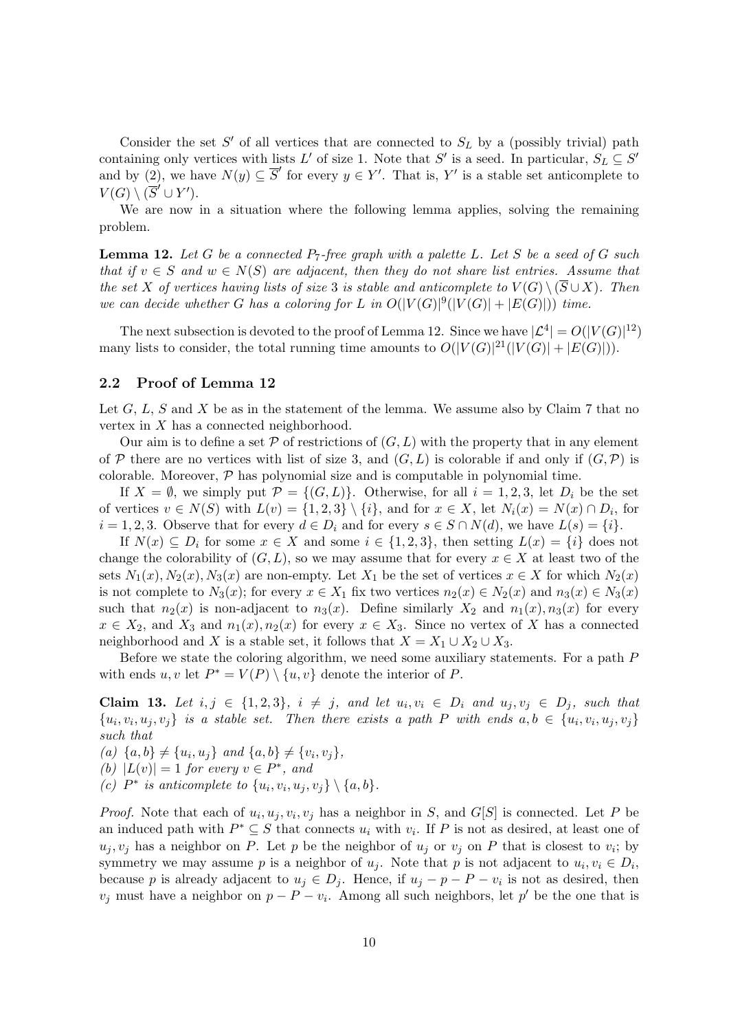Consider the set $S'$ of all vertices that are connected to $S_L$ by a (possibly trivial) path containing only vertices with lists $L'$ of size 1. Note that $S'$ is a seed. In particular, $S_L \subseteq S'$ and by (2), we have $N(y) \subseteq \overline{S}'$ for every $y \in Y'$. That is, $Y'$ is a stable set anticomplete to $V(G) \setminus (\overline{S}' \cup Y')$.

We are now in a situation where the following lemma applies, solving the remaining problem.

**Lemma 12.** *Let $G$ be a connected $P_7$-free graph with a palette $L$. Let $S$ be a seed of $G$ such that if $v \in S$ and $w \in N(S)$ are adjacent, then they do not share list entries. Assume that the set $X$ of vertices having lists of size 3 is stable and anticomplete to $V(G) \setminus (\overline{S} \cup X)$. Then we can decide whether $G$ has a coloring for $L$ in $O(|V(G)|^9(|V(G)| + |E(G)|))$ time.*

The next subsection is devoted to the proof of Lemma 12. Since we have $|\mathcal{L}^4| = O(|V(G)|^{12})$ many lists to consider, the total running time amounts to $O(|V(G)|^{21}(|V(G)| + |E(G)|))$.

## 2.2 Proof of Lemma 12

Let $G$, $L$, $S$ and $X$ be as in the statement of the lemma. We assume also by Claim 7 that no vertex in $X$ has a connected neighborhood.

Our aim is to define a set $\mathcal{P}$ of restrictions of $(G, L)$ with the property that in any element of $\mathcal{P}$ there are no vertices with list of size 3, and $(G, L)$ is colorable if and only if $(G, \mathcal{P})$ is colorable. Moreover, $\mathcal{P}$ has polynomial size and is computable in polynomial time.

If $X = \emptyset$, we simply put $\mathcal{P} = \{(G, L)\}$. Otherwise, for all $i = 1, 2, 3$, let $D_i$ be the set of vertices $v \in N(S)$ with $L(v) = \{1, 2, 3\} \setminus \{i\}$, and for $x \in X$, let $N_i(x) = N(x) \cap D_i$, for $i = 1, 2, 3$. Observe that for every $d \in D_i$ and for every $s \in S \cap N(d)$, we have $L(s) = \{i\}$.

If $N(x) \subseteq D_i$ for some $x \in X$ and some $i \in \{1, 2, 3\}$, then setting $L(x) = \{i\}$ does not change the colorability of $(G, L)$, so we may assume that for every $x \in X$ at least two of the sets $N_1(x), N_2(x), N_3(x)$ are non-empty. Let $X_1$ be the set of vertices $x \in X$ for which $N_2(x)$ is not complete to $N_3(x)$; for every $x \in X_1$ fix two vertices $n_2(x) \in N_2(x)$ and $n_3(x) \in N_3(x)$ such that $n_2(x)$ is non-adjacent to $n_3(x)$. Define similarly $X_2$ and $n_1(x), n_3(x)$ for every $x \in X_2$, and $X_3$ and $n_1(x), n_2(x)$ for every $x \in X_3$. Since no vertex of $X$ has a connected neighborhood and $X$ is a stable set, it follows that $X = X_1 \cup X_2 \cup X_3$.

Before we state the coloring algorithm, we need some auxiliary statements. For a path $P$ with ends $u, v$ let $P^* = V(P) \setminus \{u, v\}$ denote the interior of $P$.

**Claim 13.** *Let $i, j \in \{1, 2, 3\}$, $i \neq j$, and let $u_i, v_i \in D_i$ and $u_j, v_j \in D_j$, such that $\{u_i, v_i, u_j, v_j\}$ is a stable set. Then there exists a path $P$ with ends $a, b \in \{u_i, v_i, u_j, v_j\}$ such that*

*(a) $\{a, b\} \neq \{u_i, u_j\}$ and $\{a, b\} \neq \{v_i, v_j\}$,*
*(b) $|L(v)| = 1$ for every $v \in P^*$, and*
*(c) $P^*$ is anticomplete to $\{u_i, v_i, u_j, v_j\} \setminus \{a, b\}$.*

*Proof.* Note that each of $u_i, u_j, v_i, v_j$ has a neighbor in $S$, and $G[S]$ is connected. Let $P$ be an induced path with $P^* \subseteq S$ that connects $u_i$ with $v_i$. If $P$ is not as desired, at least one of $u_j, v_j$ has a neighbor on $P$. Let $p$ be the neighbor of $u_j$ or $v_j$ on $P$ that is closest to $v_i$; by symmetry we may assume $p$ is a neighbor of $u_j$. Note that $p$ is not adjacent to $u_i, v_i \in D_i$, because $p$ is already adjacent to $u_j \in D_j$. Hence, if $u_j - p - P - v_i$ is not as desired, then $v_j$ must have a neighbor on $p - P - v_i$. Among all such neighbors, let $p'$ be the one that is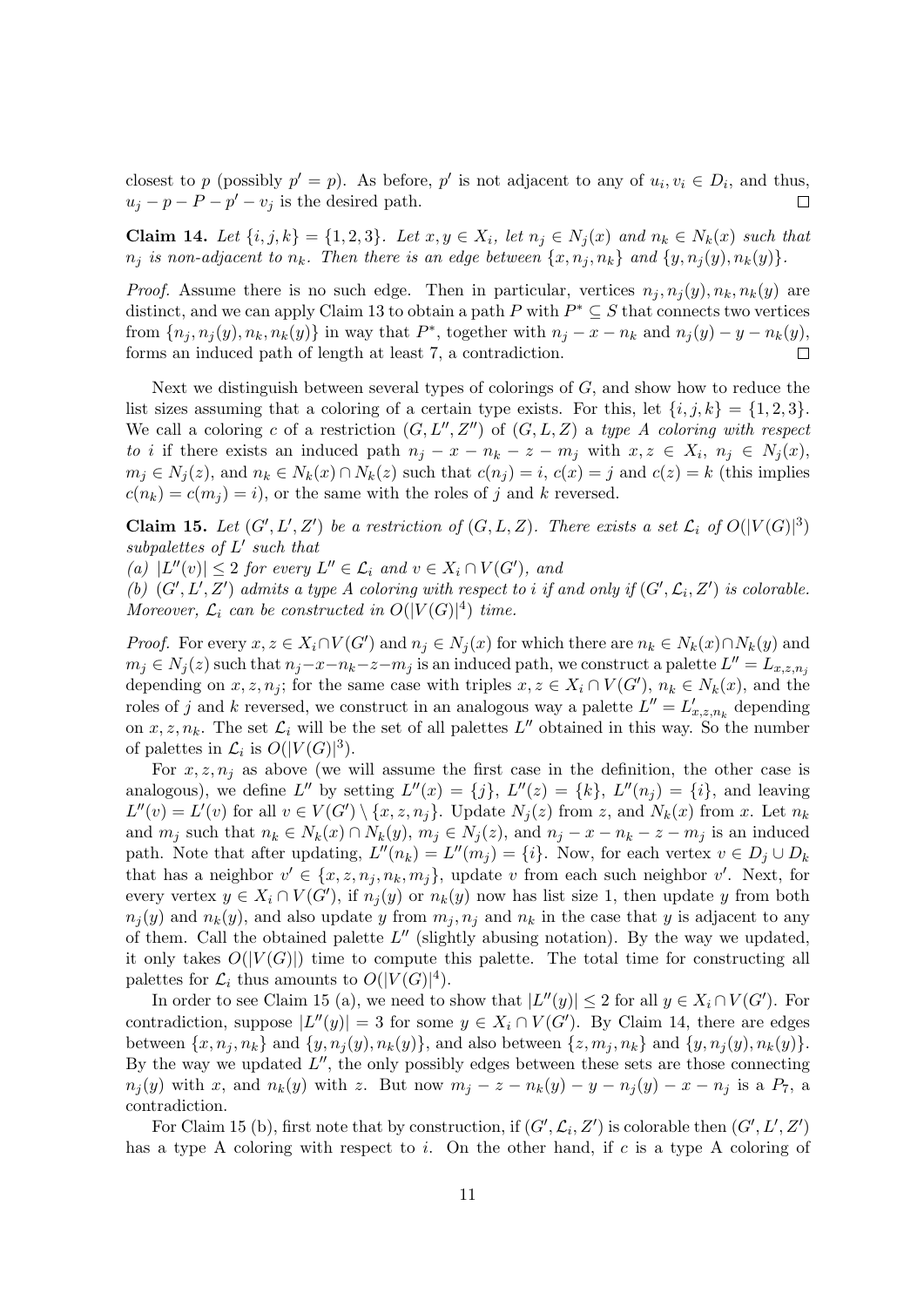closest to $p$ (possibly $p' = p$). As before, $p'$ is not adjacent to any of $u_i, v_i \in D_i$, and thus, $u_j - p - P - p' - v_j$ is the desired path. $\square$

**Claim 14.** *Let $\{i, j, k\} = \{1, 2, 3\}$. Let $x, y \in X_i$, let $n_j \in N_j(x)$ and $n_k \in N_k(x)$ such that $n_j$ is non-adjacent to $n_k$. Then there is an edge between $\{x, n_j, n_k\}$ and $\{y, n_j(y), n_k(y)\}$.*

*Proof.* Assume there is no such edge. Then in particular, vertices $n_j, n_j(y), n_k, n_k(y)$ are distinct, and we can apply Claim 13 to obtain a path $P$ with $P^* \subseteq S$ that connects two vertices from $\{n_j, n_j(y), n_k, n_k(y)\}$ in way that $P^*$, together with $n_j - x - n_k$ and $n_j(y) - y - n_k(y)$, forms an induced path of length at least 7, a contradiction. $\square$

Next we distinguish between several types of colorings of $G$, and show how to reduce the list sizes assuming that a coloring of a certain type exists. For this, let $\{i, j, k\} = \{1, 2, 3\}$. We call a coloring $c$ of a restriction $(G, L'', Z'')$ of $(G, L, Z)$ a *type A coloring with respect to $i$* if there exists an induced path $n_j - x - n_k - z - m_j$ with $x, z \in X_i$, $n_j \in N_j(x)$, $m_j \in N_j(z)$, and $n_k \in N_k(x) \cap N_k(z)$ such that $c(n_j) = i$, $c(x) = j$ and $c(z) = k$ (this implies $c(n_k) = c(m_j) = i$), or the same with the roles of $j$ and $k$ reversed.

**Claim 15.** *Let $(G', L', Z')$ be a restriction of $(G, L, Z)$. There exists a set $\mathcal{L}_i$ of $O(|V(G)|^3)$ subpalettes of $L'$ such that*
*(a) $|L''(v)| \leq 2$ for every $L'' \in \mathcal{L}_i$ and $v \in X_i \cap V(G')$, and*
*(b) $(G', L', Z')$ admits a type A coloring with respect to $i$ if and only if $(G', \mathcal{L}_i, Z')$ is colorable. Moreover, $\mathcal{L}_i$ can be constructed in $O(|V(G)|^4)$ time.*

*Proof.* For every $x, z \in X_i \cap V(G')$ and $n_j \in N_j(x)$ for which there are $n_k \in N_k(x) \cap N_k(y)$ and $m_j \in N_j(z)$ such that $n_j - x - n_k - z - m_j$ is an induced path, we construct a palette $L'' = L_{x,z,n_j}$ depending on $x, z, n_j$; for the same case with triples $x, z \in X_i \cap V(G')$, $n_k \in N_k(x)$, and the roles of $j$ and $k$ reversed, we construct in an analogous way a palette $L'' = L'_{x,z,n_k}$ depending on $x, z, n_k$. The set $\mathcal{L}_i$ will be the set of all palettes $L''$ obtained in this way. So the number of palettes in $\mathcal{L}_i$ is $O(|V(G)|^3)$.

For $x, z, n_j$ as above (we will assume the first case in the definition, the other case is analogous), we define $L''$ by setting $L''(x) = \{j\}$, $L''(z) = \{k\}$, $L''(n_j) = \{i\}$, and leaving $L''(v) = L'(v)$ for all $v \in V(G') \setminus \{x, z, n_j\}$. Update $N_j(z)$ from $z$, and $N_k(x)$ from $x$. Let $n_k$ and $m_j$ such that $n_k \in N_k(x) \cap N_k(y)$, $m_j \in N_j(z)$, and $n_j - x - n_k - z - m_j$ is an induced path. Note that after updating, $L''(n_k) = L''(m_j) = \{i\}$. Now, for each vertex $v \in D_j \cup D_k$ that has a neighbor $v' \in \{x, z, n_j, n_k, m_j\}$, update $v$ from each such neighbor $v'$. Next, for every vertex $y \in X_i \cap V(G')$, if $n_j(y)$ or $n_k(y)$ now has list size 1, then update $y$ from both $n_j(y)$ and $n_k(y)$, and also update $y$ from $m_j, n_j$ and $n_k$ in the case that $y$ is adjacent to any of them. Call the obtained palette $L''$ (slightly abusing notation). By the way we updated, it only takes $O(|V(G)|)$ time to compute this palette. The total time for constructing all palettes for $\mathcal{L}_i$ thus amounts to $O(|V(G)|^4)$.

In order to see Claim 15 (a), we need to show that $|L''(y)| \leq 2$ for all $y \in X_i \cap V(G')$. For contradiction, suppose $|L''(y)| = 3$ for some $y \in X_i \cap V(G')$. By Claim 14, there are edges between $\{x, n_j, n_k\}$ and $\{y, n_j(y), n_k(y)\}$, and also between $\{z, m_j, n_k\}$ and $\{y, n_j(y), n_k(y)\}$. By the way we updated $L''$, the only possibly edges between these sets are those connecting $n_j(y)$ with $x$, and $n_k(y)$ with $z$. But now $m_j - z - n_k(y) - y - n_j(y) - x - n_j$ is a $P_7$, a contradiction.

For Claim 15 (b), first note that by construction, if $(G', \mathcal{L}_i, Z')$ is colorable then $(G', L', Z')$ has a type A coloring with respect to $i$. On the other hand, if $c$ is a type A coloring of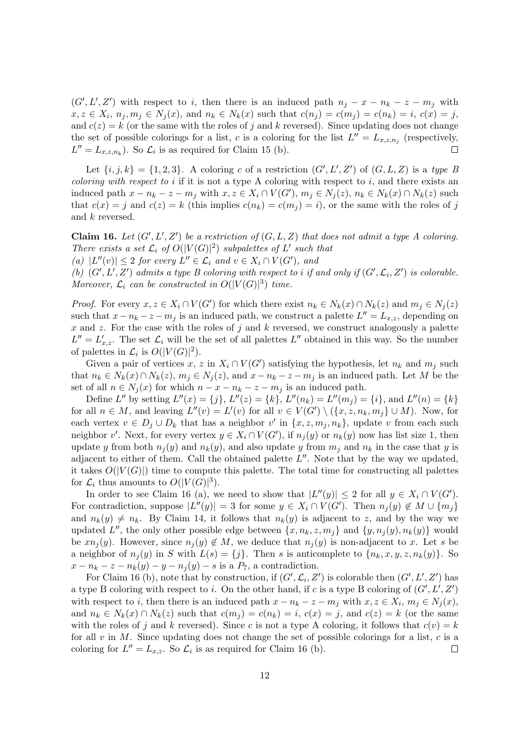$(G', L', Z')$ with respect to $i$, then there is an induced path $n_j - x - n_k - z - m_j$ with $x, z \in X_i$, $n_j, m_j \in N_j(x)$, and $n_k \in N_k(x)$ such that $c(n_j) = c(m_j) = c(n_k) = i$, $c(x) = j$, and $c(z) = k$ (or the same with the roles of $j$ and $k$ reversed). Since updating does not change the set of possible colorings for a list, $c$ is a coloring for the list $L'' = L_{x,z,n_j}$ (respectively, $L'' = L_{x,z,n_k}$). So $\mathcal{L}_i$ is as required for Claim 15 (b). □

Let $\{i, j, k\} = \{1, 2, 3\}$. A coloring $c$ of a restriction $(G', L', Z')$ of $(G, L, Z)$ is a *type B coloring with respect to* $i$ if it is not a type A coloring with respect to $i$, and there exists an induced path $x - n_k - z - m_j$ with $x, z \in X_i \cap V(G')$, $m_j \in N_j(z)$, $n_k \in N_k(x) \cap N_k(z)$ such that $c(x) = j$ and $c(z) = k$ (this implies $c(n_k) = c(m_j) = i$), or the same with the roles of $j$ and $k$ reversed.

**Claim 16.** *Let $(G', L', Z')$ be a restriction of $(G, L, Z)$ that does not admit a type A coloring. There exists a set $\mathcal{L}_i$ of $O(|V(G)|^2)$ subpalettes of $L'$ such that*
*(a) $|L''(v)| \leq 2$ for every $L'' \in \mathcal{L}_i$ and $v \in X_i \cap V(G')$, and*
*(b) $(G', L', Z')$ admits a type B coloring with respect to $i$ if and only if $(G', \mathcal{L}_i, Z')$ is colorable. Moreover, $\mathcal{L}_i$ can be constructed in $O(|V(G)|^3)$ time.*

*Proof.* For every $x, z \in X_i \cap V(G')$ for which there exist $n_k \in N_k(x) \cap N_k(z)$ and $m_j \in N_j(z)$ such that $x - n_k - z - m_j$ is an induced path, we construct a palette $L'' = L_{x,z}$, depending on $x$ and $z$. For the case with the roles of $j$ and $k$ reversed, we construct analogously a palette $L'' = L'_{x,z}$. The set $\mathcal{L}_i$ will be the set of all palettes $L''$ obtained in this way. So the number of palettes in $\mathcal{L}_i$ is $O(|V(G)|^2)$.

Given a pair of vertices $x$, $z$ in $X_i \cap V(G')$ satisfying the hypothesis, let $n_k$ and $m_j$ such that $n_k \in N_k(x) \cap N_k(z)$, $m_j \in N_j(z)$, and $x - n_k - z - m_j$ is an induced path. Let $M$ be the set of all $n \in N_j(x)$ for which $n - x - n_k - z - m_j$ is an induced path.

Define $L''$ by setting $L''(x) = \{j\}$, $L''(z) = \{k\}$, $L''(n_k) = L''(m_j) = \{i\}$, and $L''(n) = \{k\}$ for all $n \in M$, and leaving $L''(v) = L'(v)$ for all $v \in V(G') \setminus (\{x, z, n_k, m_j\} \cup M)$. Now, for each vertex $v \in D_j \cup D_k$ that has a neighbor $v'$ in $\{x, z, m_j, n_k\}$, update $v$ from each such neighbor $v'$. Next, for every vertex $y \in X_i \cap V(G')$, if $n_j(y)$ or $n_k(y)$ now has list size 1, then update $y$ from both $n_j(y)$ and $n_k(y)$, and also update $y$ from $m_j$ and $n_k$ in the case that $y$ is adjacent to either of them. Call the obtained palette $L''$. Note that by the way we updated, it takes $O(|V(G)|)$ time to compute this palette. The total time for constructing all palettes for $\mathcal{L}_i$ thus amounts to $O(|V(G)|^3)$.

In order to see Claim 16 (a), we need to show that $|L''(y)| \leq 2$ for all $y \in X_i \cap V(G')$. For contradiction, suppose $|L''(y)| = 3$ for some $y \in X_i \cap V(G')$. Then $n_j(y) \notin M \cup \{m_j\}$ and $n_k(y) \neq n_k$. By Claim 14, it follows that $n_k(y)$ is adjacent to $z$, and by the way we updated $L''$, the only other possible edge between $\{x, n_k, z, m_j\}$ and $\{y, n_j(y), n_k(y)\}$ would be $xn_j(y)$. However, since $n_j(y) \notin M$, we deduce that $n_j(y)$ is non-adjacent to $x$. Let $s$ be a neighbor of $n_j(y)$ in $S$ with $L(s) = \{j\}$. Then $s$ is anticomplete to $\{n_k, x, y, z, n_k(y)\}$. So $x - n_k - z - n_k(y) - y - n_j(y) - s$ is a $P_7$, a contradiction.

For Claim 16 (b), note that by construction, if $(G', \mathcal{L}_i, Z')$ is colorable then $(G', L', Z')$ has a type B coloring with respect to $i$. On the other hand, if $c$ is a type B coloring of $(G', L', Z')$ with respect to $i$, then there is an induced path $x - n_k - z - m_j$ with $x, z \in X_i$, $m_j \in N_j(x)$, and $n_k \in N_k(x) \cap N_k(z)$ such that $c(m_j) = c(n_k) = i$, $c(x) = j$, and $c(z) = k$ (or the same with the roles of $j$ and $k$ reversed). Since $c$ is not a type A coloring, it follows that $c(v) = k$ for all $v$ in $M$. Since updating does not change the set of possible colorings for a list, $c$ is a coloring for $L'' = L_{x,z}$. So $\mathcal{L}_i$ is as required for Claim 16 (b). □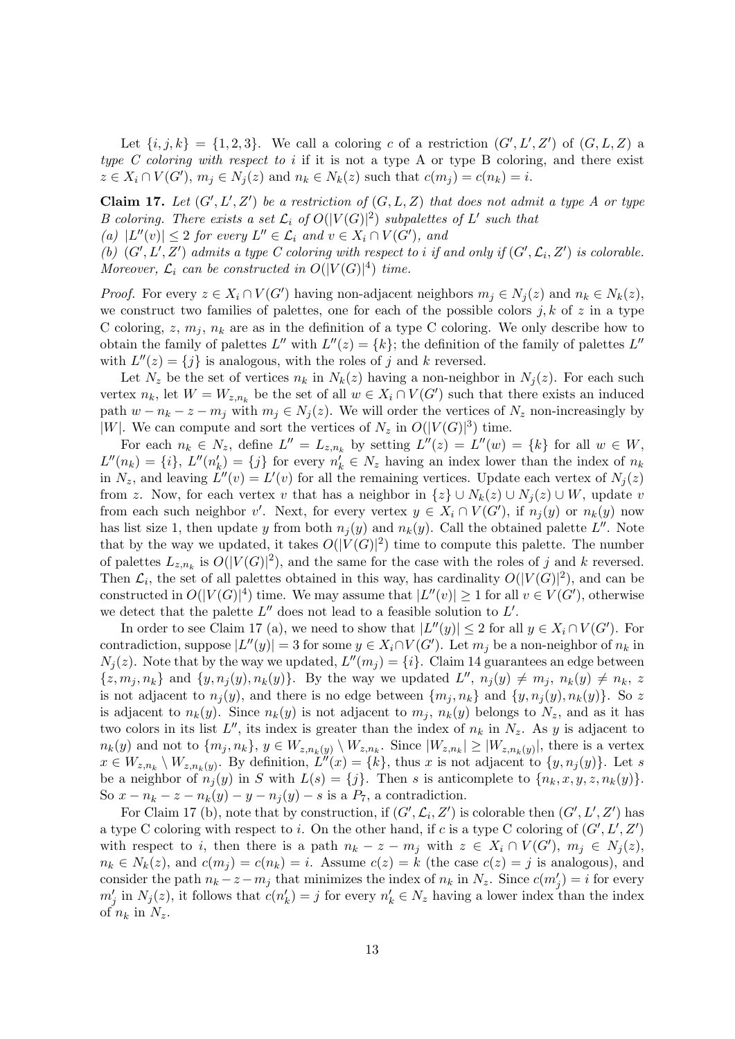Let $\{i, j, k\} = \{1, 2, 3\}$. We call a coloring $c$ of a restriction $(G', L', Z')$ of $(G, L, Z)$ a *type C coloring with respect to* $i$ if it is not a type A or type B coloring, and there exist $z \in X_i \cap V(G')$, $m_j \in N_j(z)$ and $n_k \in N_k(z)$ such that $c(m_j) = c(n_k) = i$.

**Claim 17.** *Let $(G', L', Z')$ be a restriction of $(G, L, Z)$ that does not admit a type A or type B coloring. There exists a set $\mathcal{L}_i$ of $O(|V(G)|^2)$ subpalettes of $L'$ such that*
*(a) $|L''(v)| \leq 2$ for every $L'' \in \mathcal{L}_i$ and $v \in X_i \cap V(G')$, and*
*(b) $(G', L', Z')$ admits a type C coloring with respect to $i$ if and only if $(G', \mathcal{L}_i, Z')$ is colorable. Moreover, $\mathcal{L}_i$ can be constructed in $O(|V(G)|^4)$ time.*

*Proof.* For every $z \in X_i \cap V(G')$ having non-adjacent neighbors $m_j \in N_j(z)$ and $n_k \in N_k(z)$, we construct two families of palettes, one for each of the possible colors $j, k$ of $z$ in a type C coloring, $z$, $m_j$, $n_k$ are as in the definition of a type C coloring. We only describe how to obtain the family of palettes $L''$ with $L''(z) = \{k\}$; the definition of the family of palettes $L''$ with $L''(z) = \{j\}$ is analogous, with the roles of $j$ and $k$ reversed.

Let $N_z$ be the set of vertices $n_k$ in $N_k(z)$ having a non-neighbor in $N_j(z)$. For each such vertex $n_k$, let $W = W_{z,n_k}$ be the set of all $w \in X_i \cap V(G')$ such that there exists an induced path $w - n_k - z - m_j$ with $m_j \in N_j(z)$. We will order the vertices of $N_z$ non-increasingly by $|W|$. We can compute and sort the vertices of $N_z$ in $O(|V(G)|^3)$ time.

For each $n_k \in N_z$, define $L'' = L_{z,n_k}$ by setting $L''(z) = L''(w) = \{k\}$ for all $w \in W$, $L''(n_k) = \{i\}$, $L''(n'_k) = \{j\}$ for every $n'_k \in N_z$ having an index lower than the index of $n_k$ in $N_z$, and leaving $L''(v) = L'(v)$ for all the remaining vertices. Update each vertex of $N_j(z)$ from $z$. Now, for each vertex $v$ that has a neighbor in $\{z\} \cup N_k(z) \cup N_j(z) \cup W$, update $v$ from each such neighbor $v'$. Next, for every vertex $y \in X_i \cap V(G')$, if $n_j(y)$ or $n_k(y)$ now has list size 1, then update $y$ from both $n_j(y)$ and $n_k(y)$. Call the obtained palette $L''$. Note that by the way we updated, it takes $O(|V(G)|^2)$ time to compute this palette. The number of palettes $L_{z,n_k}$ is $O(|V(G)|^2)$, and the same for the case with the roles of $j$ and $k$ reversed. Then $\mathcal{L}_i$, the set of all palettes obtained in this way, has cardinality $O(|V(G)|^2)$, and can be constructed in $O(|V(G)|^4)$ time. We may assume that $|L''(v)| \geq 1$ for all $v \in V(G')$, otherwise we detect that the palette $L''$ does not lead to a feasible solution to $L'$.

In order to see Claim 17 (a), we need to show that $|L''(y)| \leq 2$ for all $y \in X_i \cap V(G')$. For contradiction, suppose $|L''(y)| = 3$ for some $y \in X_i \cap V(G')$. Let $m_j$ be a non-neighbor of $n_k$ in $N_j(z)$. Note that by the way we updated, $L''(m_j) = \{i\}$. Claim 14 guarantees an edge between $\{z, m_j, n_k\}$ and $\{y, n_j(y), n_k(y)\}$. By the way we updated $L''$, $n_j(y) \neq m_j$, $n_k(y) \neq n_k$, $z$ is not adjacent to $n_j(y)$, and there is no edge between $\{m_j, n_k\}$ and $\{y, n_j(y), n_k(y)\}$. So $z$ is adjacent to $n_k(y)$. Since $n_k(y)$ is not adjacent to $m_j$, $n_k(y)$ belongs to $N_z$, and as it has two colors in its list $L''$, its index is greater than the index of $n_k$ in $N_z$. As $y$ is adjacent to $n_k(y)$ and not to $\{m_j, n_k\}$, $y \in W_{z,n_k(y)} \setminus W_{z,n_k}$. Since $|W_{z,n_k}| \geq |W_{z,n_k(y)}|$, there is a vertex $x \in W_{z,n_k} \setminus W_{z,n_k(y)}$. By definition, $L''(x) = \{k\}$, thus $x$ is not adjacent to $\{y, n_j(y)\}$. Let $s$ be a neighbor of $n_j(y)$ in $S$ with $L(s) = \{j\}$. Then $s$ is anticomplete to $\{n_k, x, y, z, n_k(y)\}$. So $x - n_k - z - n_k(y) - y - n_j(y) - s$ is a $P_7$, a contradiction.

For Claim 17 (b), note that by construction, if $(G', \mathcal{L}_i, Z')$ is colorable then $(G', L', Z')$ has a type C coloring with respect to $i$. On the other hand, if $c$ is a type C coloring of $(G', L', Z')$ with respect to $i$, then there is a path $n_k - z - m_j$ with $z \in X_i \cap V(G')$, $m_j \in N_j(z)$, $n_k \in N_k(z)$, and $c(m_j) = c(n_k) = i$. Assume $c(z) = k$ (the case $c(z) = j$ is analogous), and consider the path $n_k - z - m_j$ that minimizes the index of $n_k$ in $N_z$. Since $c(m'_j) = i$ for every $m'_j$ in $N_j(z)$, it follows that $c(n'_k) = j$ for every $n'_k \in N_z$ having a lower index than the index of $n_k$ in $N_z$.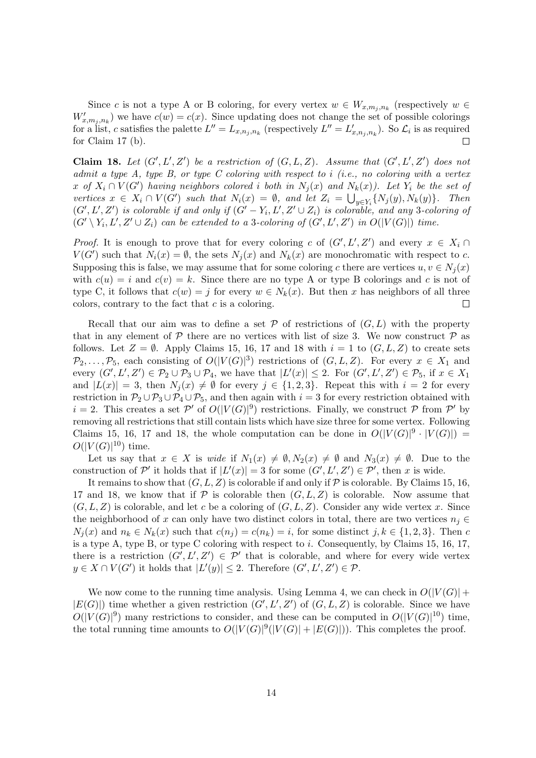Since $c$ is not a type A or B coloring, for every vertex $w \in W_{x,m_j,n_k}$ (respectively $w \in W'_{x,m_j,n_k}$) we have $c(w) = c(x)$. Since updating does not change the set of possible colorings for a list, $c$ satisfies the palette $L'' = L_{x,n_j,n_k}$ (respectively $L'' = L'_{x,n_j,n_k}$). So $\mathcal{L}_i$ is as required for Claim 17 (b). □

**Claim 18.** *Let $(G', L', Z')$ be a restriction of $(G, L, Z)$. Assume that $(G', L', Z')$ does not admit a type A, type B, or type C coloring with respect to $i$ (i.e., no coloring with a vertex $x$ of $X_i \cap V(G')$ having neighbors colored $i$ both in $N_j(x)$ and $N_k(x)$). Let $Y_i$ be the set of vertices $x \in X_i \cap V(G')$ such that $N_i(x) = \emptyset$, and let $Z_i = \bigcup_{y \in Y_i} \{N_j(y), N_k(y)\}$. Then $(G', L', Z')$ is colorable if and only if $(G' - Y_i, L', Z' \cup Z_i)$ is colorable, and any 3-coloring of $(G' \setminus Y_i, L', Z' \cup Z_i)$ can be extended to a 3-coloring of $(G', L', Z')$ in $O(|V(G)|)$ time.*

*Proof.* It is enough to prove that for every coloring $c$ of $(G', L', Z')$ and every $x \in X_i \cap V(G')$ such that $N_i(x) = \emptyset$, the sets $N_j(x)$ and $N_k(x)$ are monochromatic with respect to $c$. Supposing this is false, we may assume that for some coloring $c$ there are vertices $u, v \in N_j(x)$ with $c(u) = i$ and $c(v) = k$. Since there are no type A or type B colorings and $c$ is not of type C, it follows that $c(w) = j$ for every $w \in N_k(x)$. But then $x$ has neighbors of all three colors, contrary to the fact that $c$ is a coloring. □

Recall that our aim was to define a set $\mathcal{P}$ of restrictions of $(G, L)$ with the property that in any element of $\mathcal{P}$ there are no vertices with list of size 3. We now construct $\mathcal{P}$ as follows. Let $Z = \emptyset$. Apply Claims 15, 16, 17 and 18 with $i = 1$ to $(G, L, Z)$ to create sets $\mathcal{P}_2, \ldots, \mathcal{P}_5$, each consisting of $O(|V(G)|^3)$ restrictions of $(G, L, Z)$. For every $x \in X_1$ and every $(G', L', Z') \in \mathcal{P}_2 \cup \mathcal{P}_3 \cup \mathcal{P}_4$, we have that $|L'(x)| \leq 2$. For $(G', L', Z') \in \mathcal{P}_5$, if $x \in X_1$ and $|L(x)| = 3$, then $N_j(x) \neq \emptyset$ for every $j \in \{1, 2, 3\}$. Repeat this with $i = 2$ for every restriction in $\mathcal{P}_2 \cup \mathcal{P}_3 \cup \mathcal{P}_4 \cup \mathcal{P}_5$, and then again with $i = 3$ for every restriction obtained with $i = 2$. This creates a set $\mathcal{P}'$ of $O(|V(G)|^9)$ restrictions. Finally, we construct $\mathcal{P}$ from $\mathcal{P}'$ by removing all restrictions that still contain lists which have size three for some vertex. Following Claims 15, 16, 17 and 18, the whole computation can be done in $O(|V(G)|^9 \cdot |V(G)|) = O(|V(G)|^{10})$ time.

Let us say that $x \in X$ is *wide* if $N_1(x) \neq \emptyset, N_2(x) \neq \emptyset$ and $N_3(x) \neq \emptyset$. Due to the construction of $\mathcal{P}'$ it holds that if $|L'(x)| = 3$ for some $(G', L', Z') \in \mathcal{P}'$, then $x$ is wide.

It remains to show that $(G, L, Z)$ is colorable if and only if $\mathcal{P}$ is colorable. By Claims 15, 16, 17 and 18, we know that if $\mathcal{P}$ is colorable then $(G, L, Z)$ is colorable. Now assume that $(G, L, Z)$ is colorable, and let $c$ be a coloring of $(G, L, Z)$. Consider any wide vertex $x$. Since the neighborhood of $x$ can only have two distinct colors in total, there are two vertices $n_j \in N_j(x)$ and $n_k \in N_k(x)$ such that $c(n_j) = c(n_k) = i$, for some distinct $j, k \in \{1, 2, 3\}$. Then $c$ is a type A, type B, or type C coloring with respect to $i$. Consequently, by Claims 15, 16, 17, there is a restriction $(G', L', Z') \in \mathcal{P}'$ that is colorable, and where for every wide vertex $y \in X \cap V(G')$ it holds that $|L'(y)| \leq 2$. Therefore $(G', L', Z') \in \mathcal{P}$.

We now come to the running time analysis. Using Lemma 4, we can check in $O(|V(G)| + |E(G)|)$ time whether a given restriction $(G', L', Z')$ of $(G, L, Z)$ is colorable. Since we have $O(|V(G)|^9)$ many restrictions to consider, and these can be computed in $O(|V(G)|^{10})$ time, the total running time amounts to $O(|V(G)|^9(|V(G)| + |E(G)|))$. This completes the proof.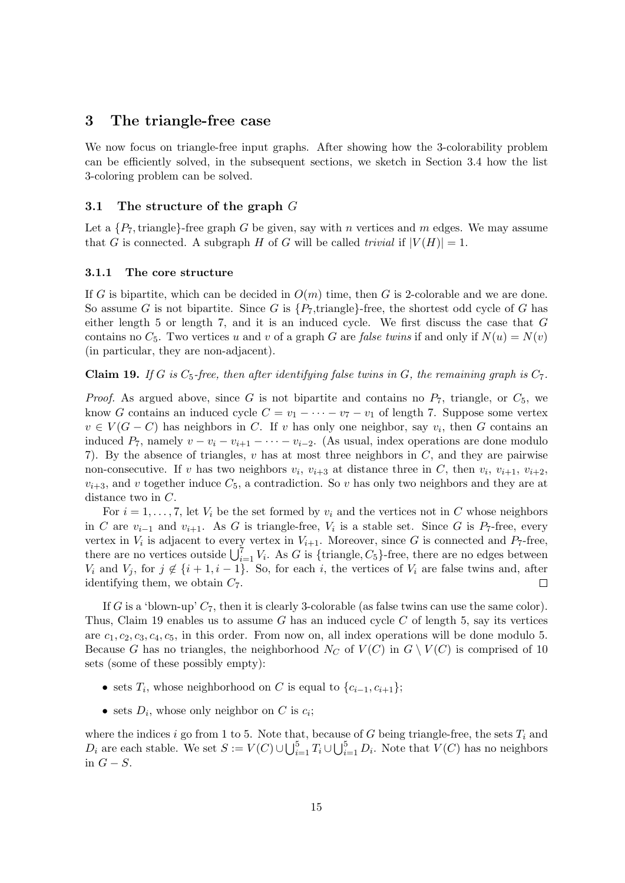## 3 The triangle-free case

We now focus on triangle-free input graphs. After showing how the 3-colorability problem can be efficiently solved, in the subsequent sections, we sketch in Section 3.4 how the list 3-coloring problem can be solved.

### 3.1 The structure of the graph $G$

Let a $\{P_7, \text{triangle}\}$-free graph $G$ be given, say with $n$ vertices and $m$ edges. We may assume that $G$ is connected. A subgraph $H$ of $G$ will be called *trivial* if $|V(H)| = 1$.

#### 3.1.1 The core structure

If $G$ is bipartite, which can be decided in $O(m)$ time, then $G$ is 2-colorable and we are done. So assume $G$ is not bipartite. Since $G$ is $\{P_7,\text{triangle}\}$-free, the shortest odd cycle of $G$ has either length 5 or length 7, and it is an induced cycle. We first discuss the case that $G$ contains no $C_5$. Two vertices $u$ and $v$ of a graph $G$ are *false twins* if and only if $N(u) = N(v)$ (in particular, they are non-adjacent).

**Claim 19.** *If $G$ is $C_5$-free, then after identifying false twins in $G$, the remaining graph is $C_7$.*

*Proof.* As argued above, since $G$ is not bipartite and contains no $P_7$, triangle, or $C_5$, we know $G$ contains an induced cycle $C = v_1 - \cdots - v_7 - v_1$ of length 7. Suppose some vertex $v \in V(G - C)$ has neighbors in $C$. If $v$ has only one neighbor, say $v_i$, then $G$ contains an induced $P_7$, namely $v - v_i - v_{i+1} - \cdots - v_{i-2}$. (As usual, index operations are done modulo 7). By the absence of triangles, $v$ has at most three neighbors in $C$, and they are pairwise non-consecutive. If $v$ has two neighbors $v_i$, $v_{i+3}$ at distance three in $C$, then $v_i$, $v_{i+1}$, $v_{i+2}$, $v_{i+3}$, and $v$ together induce $C_5$, a contradiction. So $v$ has only two neighbors and they are at distance two in $C$.

For $i = 1, \ldots, 7$, let $V_i$ be the set formed by $v_i$ and the vertices not in $C$ whose neighbors in $C$ are $v_{i-1}$ and $v_{i+1}$. As $G$ is triangle-free, $V_i$ is a stable set. Since $G$ is $P_7$-free, every vertex in $V_i$ is adjacent to every vertex in $V_{i+1}$. Moreover, since $G$ is connected and $P_7$-free, there are no vertices outside $\bigcup_{i=1}^{7} V_i$. As $G$ is $\{\text{triangle}, C_5\}$-free, there are no edges between $V_i$ and $V_j$, for $j \notin \{i+1, i-1\}$. So, for each $i$, the vertices of $V_i$ are false twins and, after identifying them, we obtain $C_7$. $\square$

If $G$ is a 'blown-up' $C_7$, then it is clearly 3-colorable (as false twins can use the same color). Thus, Claim 19 enables us to assume $G$ has an induced cycle $C$ of length 5, say its vertices are $c_1, c_2, c_3, c_4, c_5$, in this order. From now on, all index operations will be done modulo 5. Because $G$ has no triangles, the neighborhood $N_C$ of $V(C)$ in $G \setminus V(C)$ is comprised of 10 sets (some of these possibly empty):

- sets $T_i$, whose neighborhood on $C$ is equal to $\{c_{i-1}, c_{i+1}\}$;
- sets $D_i$, whose only neighbor on $C$ is $c_i$;

where the indices $i$ go from 1 to 5. Note that, because of $G$ being triangle-free, the sets $T_i$ and $D_i$ are each stable. We set $S := V(C) \cup \bigcup_{i=1}^{5} T_i \cup \bigcup_{i=1}^{5} D_i$. Note that $V(C)$ has no neighbors in $G - S$.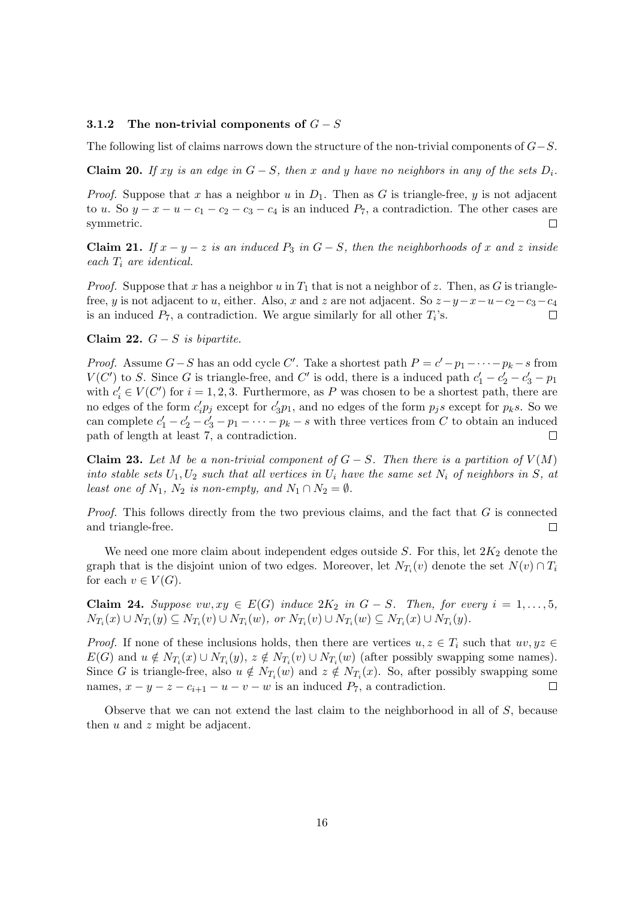### 3.1.2 The non-trivial components of $G - S$

The following list of claims narrows down the structure of the non-trivial components of $G-S$.

**Claim 20.** *If $xy$ is an edge in $G - S$, then $x$ and $y$ have no neighbors in any of the sets $D_i$.*

*Proof.* Suppose that $x$ has a neighbor $u$ in $D_1$. Then as $G$ is triangle-free, $y$ is not adjacent to $u$. So $y - x - u - c_1 - c_2 - c_3 - c_4$ is an induced $P_7$, a contradiction. The other cases are symmetric. □

**Claim 21.** *If $x - y - z$ is an induced $P_3$ in $G - S$, then the neighborhoods of $x$ and $z$ inside each $T_i$ are identical.*

*Proof.* Suppose that $x$ has a neighbor $u$ in $T_1$ that is not a neighbor of $z$. Then, as $G$ is triangle-free, $y$ is not adjacent to $u$, either. Also, $x$ and $z$ are not adjacent. So $z-y-x-u-c_2-c_3-c_4$ is an induced $P_7$, a contradiction. We argue similarly for all other $T_i$'s. □

**Claim 22.** *$G - S$ is bipartite.*

*Proof.* Assume $G-S$ has an odd cycle $C'$. Take a shortest path $P = c' - p_1 - \cdots - p_k - s$ from $V(C')$ to $S$. Since $G$ is triangle-free, and $C'$ is odd, there is a induced path $c'_1 - c'_2 - c'_3 - p_1$ with $c'_i \in V(C')$ for $i = 1, 2, 3$. Furthermore, as $P$ was chosen to be a shortest path, there are no edges of the form $c'_i p_j$ except for $c'_3 p_1$, and no edges of the form $p_j s$ except for $p_k s$. So we can complete $c'_1 - c'_2 - c'_3 - p_1 - \cdots - p_k - s$ with three vertices from $C$ to obtain an induced path of length at least 7, a contradiction. □

**Claim 23.** *Let $M$ be a non-trivial component of $G - S$. Then there is a partition of $V(M)$ into stable sets $U_1, U_2$ such that all vertices in $U_i$ have the same set $N_i$ of neighbors in $S$, at least one of $N_1$, $N_2$ is non-empty, and $N_1 \cap N_2 = \emptyset$.*

*Proof.* This follows directly from the two previous claims, and the fact that $G$ is connected and triangle-free. □

We need one more claim about independent edges outside $S$. For this, let $2K_2$ denote the graph that is the disjoint union of two edges. Moreover, let $N_{T_i}(v)$ denote the set $N(v) \cap T_i$ for each $v \in V(G)$.

**Claim 24.** *Suppose $vw, xy \in E(G)$ induce $2K_2$ in $G - S$. Then, for every $i = 1, \ldots, 5$, $N_{T_i}(x) \cup N_{T_i}(y) \subseteq N_{T_i}(v) \cup N_{T_i}(w)$, or $N_{T_i}(v) \cup N_{T_i}(w) \subseteq N_{T_i}(x) \cup N_{T_i}(y)$.*

*Proof.* If none of these inclusions holds, then there are vertices $u, z \in T_i$ such that $uv, yz \in E(G)$ and $u \notin N_{T_i}(x) \cup N_{T_i}(y)$, $z \notin N_{T_i}(v) \cup N_{T_i}(w)$ (after possibly swapping some names). Since $G$ is triangle-free, also $u \notin N_{T_i}(w)$ and $z \notin N_{T_i}(x)$. So, after possibly swapping some names, $x - y - z - c_{i+1} - u - v - w$ is an induced $P_7$, a contradiction. □

Observe that we can not extend the last claim to the neighborhood in all of $S$, because then $u$ and $z$ might be adjacent.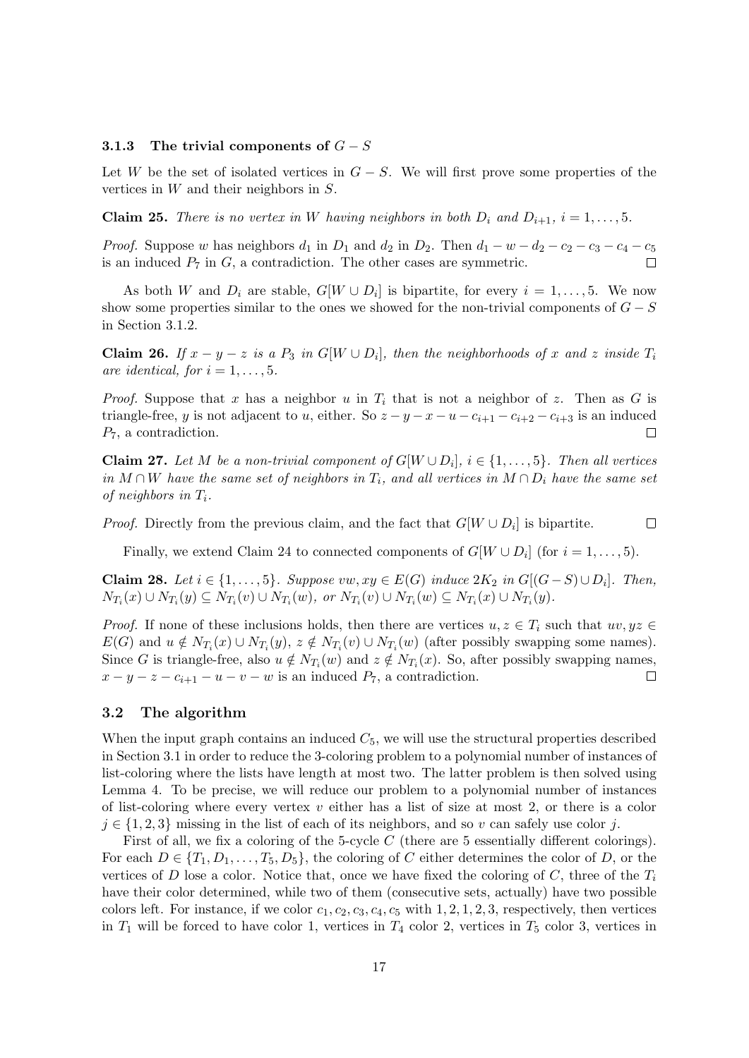### 3.1.3 The trivial components of $G - S$

Let $W$ be the set of isolated vertices in $G - S$. We will first prove some properties of the vertices in $W$ and their neighbors in $S$.

**Claim 25.** *There is no vertex in $W$ having neighbors in both $D_i$ and $D_{i+1}$, $i = 1, \dots, 5$.*

*Proof.* Suppose $w$ has neighbors $d_1$ in $D_1$ and $d_2$ in $D_2$. Then $d_1 - w - d_2 - c_2 - c_3 - c_4 - c_5$ is an induced $P_7$ in $G$, a contradiction. The other cases are symmetric. □

As both $W$ and $D_i$ are stable, $G[W \cup D_i]$ is bipartite, for every $i = 1, \dots, 5$. We now show some properties similar to the ones we showed for the non-trivial components of $G - S$ in Section 3.1.2.

**Claim 26.** *If $x - y - z$ is a $P_3$ in $G[W \cup D_i]$, then the neighborhoods of $x$ and $z$ inside $T_i$ are identical, for $i = 1, \dots, 5$.*

*Proof.* Suppose that $x$ has a neighbor $u$ in $T_i$ that is not a neighbor of $z$. Then as $G$ is triangle-free, $y$ is not adjacent to $u$, either. So $z - y - x - u - c_{i+1} - c_{i+2} - c_{i+3}$ is an induced $P_7$, a contradiction. □

**Claim 27.** *Let $M$ be a non-trivial component of $G[W \cup D_i]$, $i \in \{1, \dots, 5\}$. Then all vertices in $M \cap W$ have the same set of neighbors in $T_i$, and all vertices in $M \cap D_i$ have the same set of neighbors in $T_i$.*

*Proof.* Directly from the previous claim, and the fact that $G[W \cup D_i]$ is bipartite. □

Finally, we extend Claim 24 to connected components of $G[W \cup D_i]$ (for $i = 1, \dots, 5$).

**Claim 28.** *Let $i \in \{1, \dots, 5\}$. Suppose $vw, xy \in E(G)$ induce $2K_2$ in $G[(G - S) \cup D_i]$. Then, $N_{T_i}(x) \cup N_{T_i}(y) \subseteq N_{T_i}(v) \cup N_{T_i}(w)$, or $N_{T_i}(v) \cup N_{T_i}(w) \subseteq N_{T_i}(x) \cup N_{T_i}(y)$.*

*Proof.* If none of these inclusions holds, then there are vertices $u, z \in T_i$ such that $uv, yz \in E(G)$ and $u \notin N_{T_i}(x) \cup N_{T_i}(y)$, $z \notin N_{T_i}(v) \cup N_{T_i}(w)$ (after possibly swapping some names). Since $G$ is triangle-free, also $u \notin N_{T_i}(w)$ and $z \notin N_{T_i}(x)$. So, after possibly swapping names, $x - y - z - c_{i+1} - u - v - w$ is an induced $P_7$, a contradiction. □

## 3.2 The algorithm

When the input graph contains an induced $C_5$, we will use the structural properties described in Section 3.1 in order to reduce the 3-coloring problem to a polynomial number of instances of list-coloring where the lists have length at most two. The latter problem is then solved using Lemma 4. To be precise, we will reduce our problem to a polynomial number of instances of list-coloring where every vertex $v$ either has a list of size at most 2, or there is a color $j \in \{1, 2, 3\}$ missing in the list of each of its neighbors, and so $v$ can safely use color $j$.

First of all, we fix a coloring of the 5-cycle $C$ (there are 5 essentially different colorings). For each $D \in \{T_1, D_1, \dots, T_5, D_5\}$, the coloring of $C$ either determines the color of $D$, or the vertices of $D$ lose a color. Notice that, once we have fixed the coloring of $C$, three of the $T_i$ have their color determined, while two of them (consecutive sets, actually) have two possible colors left. For instance, if we color $c_1, c_2, c_3, c_4, c_5$ with $1, 2, 1, 2, 3$, respectively, then vertices in $T_1$ will be forced to have color 1, vertices in $T_4$ color 2, vertices in $T_5$ color 3, vertices in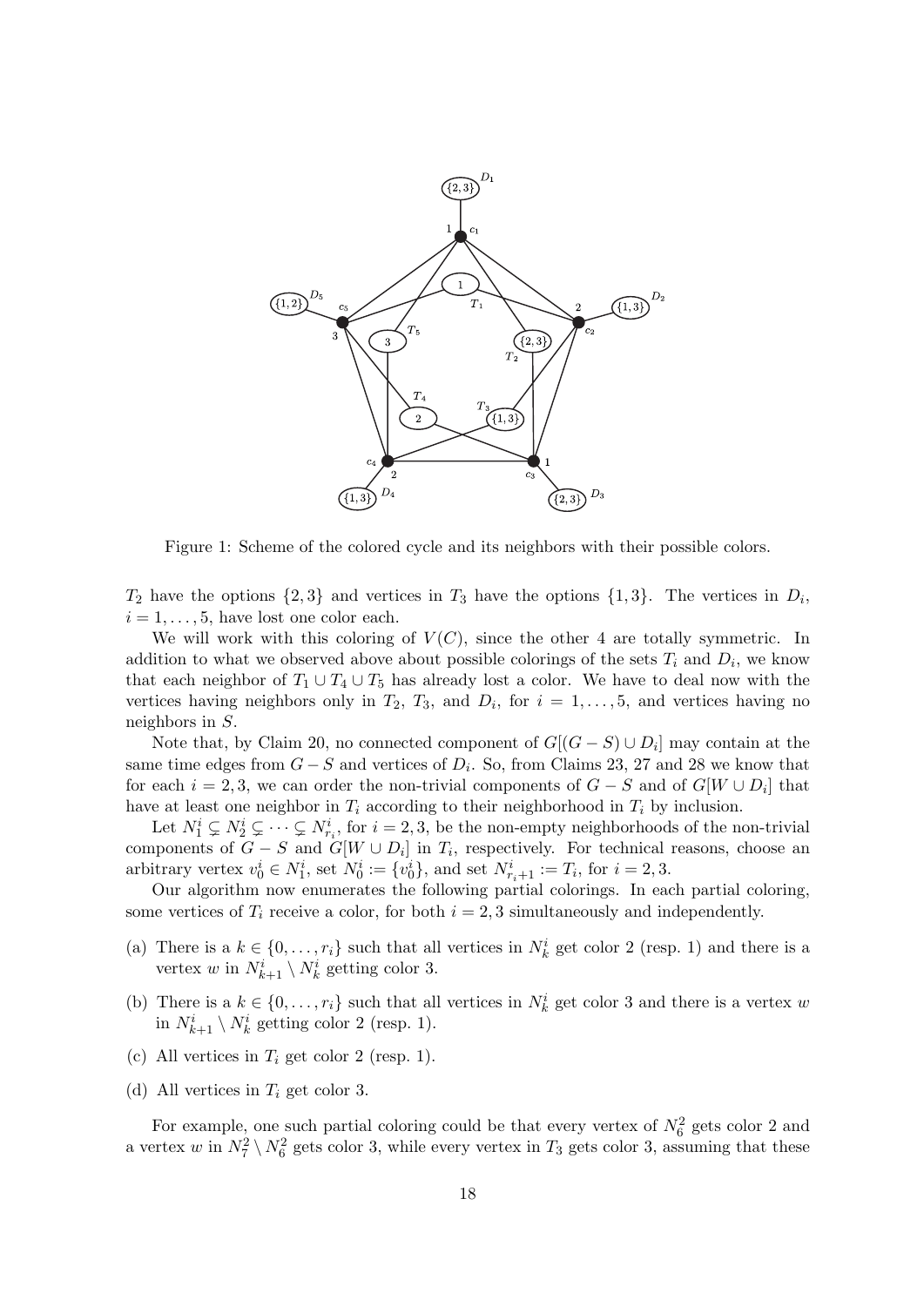Figure 1: Scheme of the colored cycle and its neighbors with their possible colors.

$T_2$ have the options $\{2, 3\}$ and vertices in $T_3$ have the options $\{1, 3\}$. The vertices in $D_i$, $i = 1, \ldots, 5$, have lost one color each.

We will work with this coloring of $V(C)$, since the other 4 are totally symmetric. In addition to what we observed above about possible colorings of the sets $T_i$ and $D_i$, we know that each neighbor of $T_1 \cup T_4 \cup T_5$ has already lost a color. We have to deal now with the vertices having neighbors only in $T_2$, $T_3$, and $D_i$, for $i = 1, \ldots, 5$, and vertices having no neighbors in $S$.

Note that, by Claim 20, no connected component of $G[(G - S) \cup D_i]$ may contain at the same time edges from $G - S$ and vertices of $D_i$. So, from Claims 23, 27 and 28 we know that for each $i = 2, 3$, we can order the non-trivial components of $G - S$ and of $G[W \cup D_i]$ that have at least one neighbor in $T_i$ according to their neighborhood in $T_i$ by inclusion.

Let $N_1^i \subsetneq N_2^i \subsetneq \cdots \subsetneq N_{r_i}^i$, for $i = 2, 3$, be the non-empty neighborhoods of the non-trivial components of $G - S$ and $G[W \cup D_i]$ in $T_i$, respectively. For technical reasons, choose an arbitrary vertex $v_0^i \in N_1^i$, set $N_0^i := \{v_0^i\}$, and set $N_{r_i+1}^i := T_i$, for $i = 2, 3$.

Our algorithm now enumerates the following partial colorings. In each partial coloring, some vertices of $T_i$ receive a color, for both $i = 2, 3$ simultaneously and independently.

(a) There is a $k \in \{0, \ldots, r_i\}$ such that all vertices in $N_k^i$ get color 2 (resp. 1) and there is a vertex $w$ in $N_{k+1}^i \setminus N_k^i$ getting color 3.

(b) There is a $k \in \{0, \ldots, r_i\}$ such that all vertices in $N_k^i$ get color 3 and there is a vertex $w$ in $N_{k+1}^i \setminus N_k^i$ getting color 2 (resp. 1).

(c) All vertices in $T_i$ get color 2 (resp. 1).

(d) All vertices in $T_i$ get color 3.

For example, one such partial coloring could be that every vertex of $N_6^2$ gets color 2 and a vertex $w$ in $N_7^2 \setminus N_6^2$ gets color 3, while every vertex in $T_3$ gets color 3, assuming that these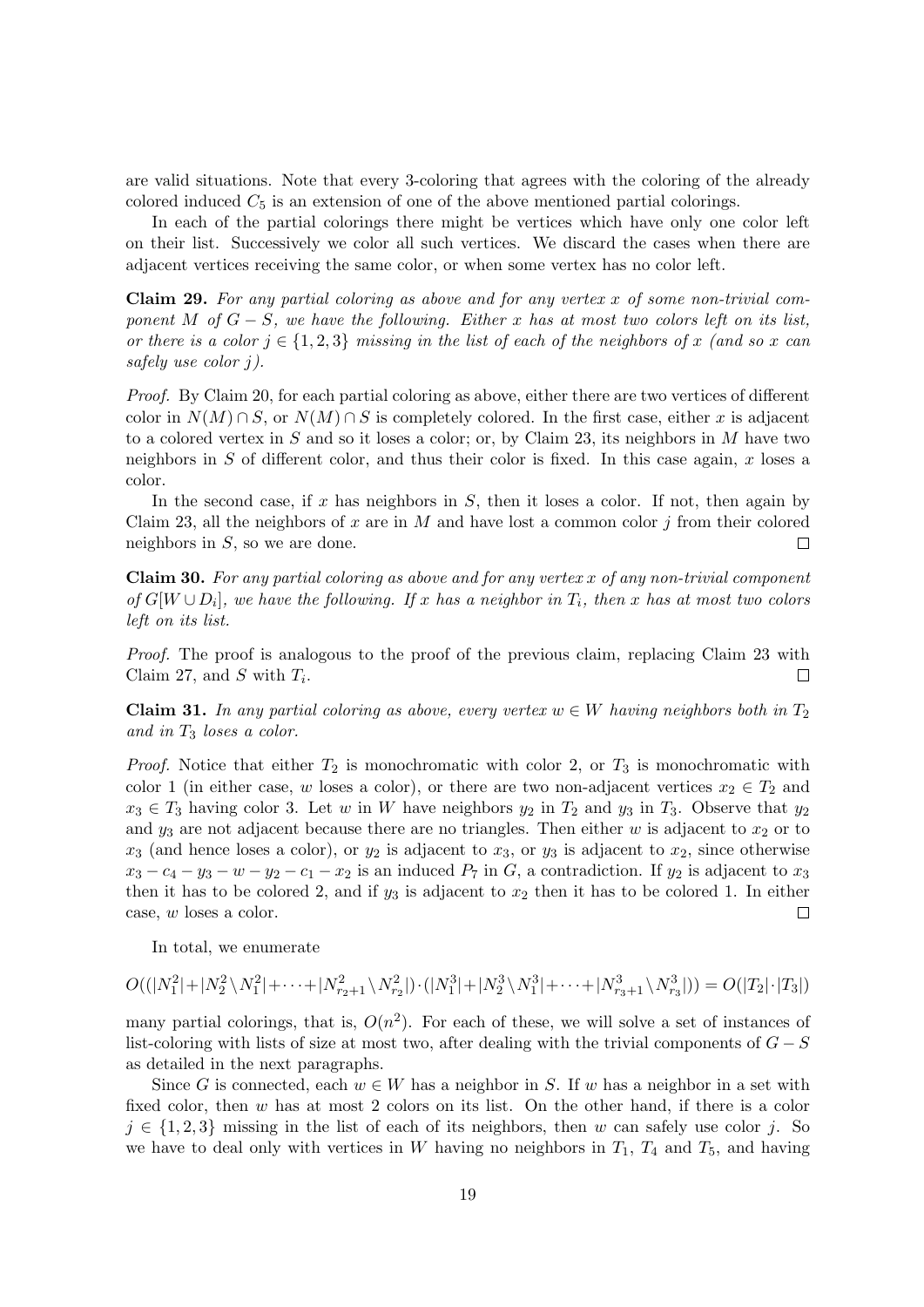are valid situations. Note that every 3-coloring that agrees with the coloring of the already colored induced $C_5$ is an extension of one of the above mentioned partial colorings.

In each of the partial colorings there might be vertices which have only one color left on their list. Successively we color all such vertices. We discard the cases when there are adjacent vertices receiving the same color, or when some vertex has no color left.

**Claim 29.** *For any partial coloring as above and for any vertex $x$ of some non-trivial component $M$ of $G - S$, we have the following. Either $x$ has at most two colors left on its list, or there is a color $j \in \{1, 2, 3\}$ missing in the list of each of the neighbors of $x$ (and so $x$ can safely use color $j$).*

*Proof.* By Claim 20, for each partial coloring as above, either there are two vertices of different color in $N(M) \cap S$, or $N(M) \cap S$ is completely colored. In the first case, either $x$ is adjacent to a colored vertex in $S$ and so it loses a color; or, by Claim 23, its neighbors in $M$ have two neighbors in $S$ of different color, and thus their color is fixed. In this case again, $x$ loses a color.

In the second case, if $x$ has neighbors in $S$, then it loses a color. If not, then again by Claim 23, all the neighbors of $x$ are in $M$ and have lost a common color $j$ from their colored neighbors in $S$, so we are done. □

**Claim 30.** *For any partial coloring as above and for any vertex $x$ of any non-trivial component of $G[W \cup D_i]$, we have the following. If $x$ has a neighbor in $T_i$, then $x$ has at most two colors left on its list.*

*Proof.* The proof is analogous to the proof of the previous claim, replacing Claim 23 with Claim 27, and $S$ with $T_i$. □

**Claim 31.** *In any partial coloring as above, every vertex $w \in W$ having neighbors both in $T_2$ and in $T_3$ loses a color.*

*Proof.* Notice that either $T_2$ is monochromatic with color 2, or $T_3$ is monochromatic with color 1 (in either case, $w$ loses a color), or there are two non-adjacent vertices $x_2 \in T_2$ and $x_3 \in T_3$ having color 3. Let $w$ in $W$ have neighbors $y_2$ in $T_2$ and $y_3$ in $T_3$. Observe that $y_2$ and $y_3$ are not adjacent because there are no triangles. Then either $w$ is adjacent to $x_2$ or to $x_3$ (and hence loses a color), or $y_2$ is adjacent to $x_3$, or $y_3$ is adjacent to $x_2$, since otherwise $x_3 - c_4 - y_3 - w - y_2 - c_1 - x_2$ is an induced $P_7$ in $G$, a contradiction. If $y_2$ is adjacent to $x_3$ then it has to be colored 2, and if $y_3$ is adjacent to $x_2$ then it has to be colored 1. In either case, $w$ loses a color. □

In total, we enumerate

$$O((|N_1^2|+|N_2^2 \setminus N_1^2|+\cdots+|N_{r_2+1}^2 \setminus N_{r_2}^2|) \cdot (|N_1^3|+|N_2^3 \setminus N_1^3|+\cdots+|N_{r_3+1}^3 \setminus N_{r_3}^3|)) = O(|T_2| \cdot |T_3|)$$

many partial colorings, that is, $O(n^2)$. For each of these, we will solve a set of instances of list-coloring with lists of size at most two, after dealing with the trivial components of $G - S$ as detailed in the next paragraphs.

Since $G$ is connected, each $w \in W$ has a neighbor in $S$. If $w$ has a neighbor in a set with fixed color, then $w$ has at most 2 colors on its list. On the other hand, if there is a color $j \in \{1, 2, 3\}$ missing in the list of each of its neighbors, then $w$ can safely use color $j$. So we have to deal only with vertices in $W$ having no neighbors in $T_1$, $T_4$ and $T_5$, and having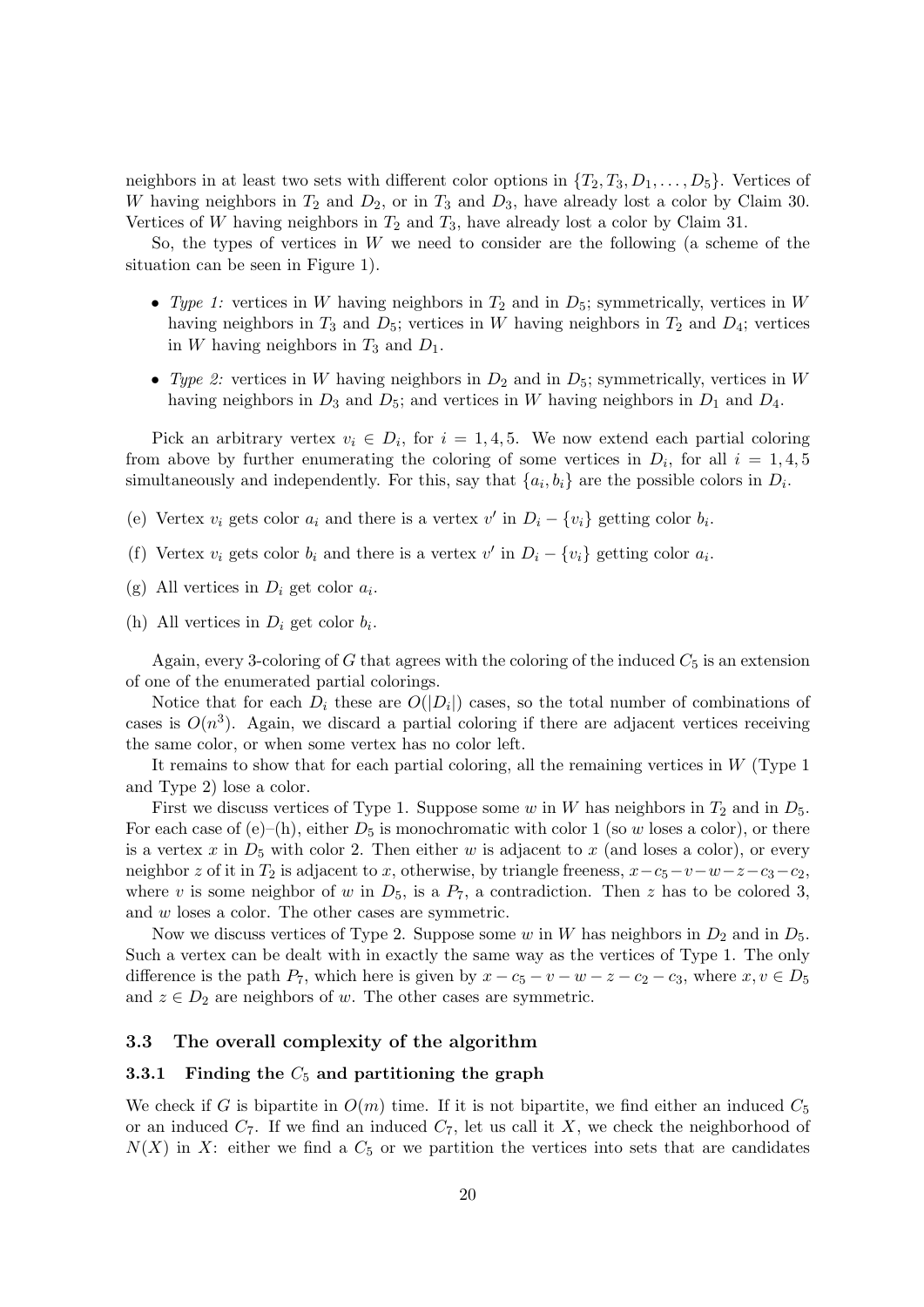neighbors in at least two sets with different color options in $\{T_2, T_3, D_1, \ldots, D_5\}$. Vertices of $W$ having neighbors in $T_2$ and $D_2$, or in $T_3$ and $D_3$, have already lost a color by Claim 30. Vertices of $W$ having neighbors in $T_2$ and $T_3$, have already lost a color by Claim 31.

So, the types of vertices in $W$ we need to consider are the following (a scheme of the situation can be seen in Figure 1).

- *Type 1:* vertices in $W$ having neighbors in $T_2$ and in $D_5$; symmetrically, vertices in $W$ having neighbors in $T_3$ and $D_5$; vertices in $W$ having neighbors in $T_2$ and $D_4$; vertices in $W$ having neighbors in $T_3$ and $D_1$.
- *Type 2:* vertices in $W$ having neighbors in $D_2$ and in $D_5$; symmetrically, vertices in $W$ having neighbors in $D_3$ and $D_5$; and vertices in $W$ having neighbors in $D_1$ and $D_4$.

Pick an arbitrary vertex $v_i \in D_i$, for $i = 1, 4, 5$. We now extend each partial coloring from above by further enumerating the coloring of some vertices in $D_i$, for all $i = 1, 4, 5$ simultaneously and independently. For this, say that $\{a_i, b_i\}$ are the possible colors in $D_i$.

(e) Vertex $v_i$ gets color $a_i$ and there is a vertex $v'$ in $D_i - \{v_i\}$ getting color $b_i$.

(f) Vertex $v_i$ gets color $b_i$ and there is a vertex $v'$ in $D_i - \{v_i\}$ getting color $a_i$.

(g) All vertices in $D_i$ get color $a_i$.

(h) All vertices in $D_i$ get color $b_i$.

Again, every 3-coloring of $G$ that agrees with the coloring of the induced $C_5$ is an extension of one of the enumerated partial colorings.

Notice that for each $D_i$ these are $O(|D_i|)$ cases, so the total number of combinations of cases is $O(n^3)$. Again, we discard a partial coloring if there are adjacent vertices receiving the same color, or when some vertex has no color left.

It remains to show that for each partial coloring, all the remaining vertices in $W$ (Type 1 and Type 2) lose a color.

First we discuss vertices of Type 1. Suppose some $w$ in $W$ has neighbors in $T_2$ and in $D_5$. For each case of (e)–(h), either $D_5$ is monochromatic with color 1 (so $w$ loses a color), or there is a vertex $x$ in $D_5$ with color 2. Then either $w$ is adjacent to $x$ (and loses a color), or every neighbor $z$ of it in $T_2$ is adjacent to $x$, otherwise, by triangle freeness, $x - c_5 - v - w - z - c_3 - c_2$, where $v$ is some neighbor of $w$ in $D_5$, is a $P_7$, a contradiction. Then $z$ has to be colored 3, and $w$ loses a color. The other cases are symmetric.

Now we discuss vertices of Type 2. Suppose some $w$ in $W$ has neighbors in $D_2$ and in $D_5$. Such a vertex can be dealt with in exactly the same way as the vertices of Type 1. The only difference is the path $P_7$, which here is given by $x - c_5 - v - w - z - c_2 - c_3$, where $x, v \in D_5$ and $z \in D_2$ are neighbors of $w$. The other cases are symmetric.

### 3.3 The overall complexity of the algorithm

#### 3.3.1 Finding the $C_5$ and partitioning the graph

We check if $G$ is bipartite in $O(m)$ time. If it is not bipartite, we find either an induced $C_5$ or an induced $C_7$. If we find an induced $C_7$, let us call it $X$, we check the neighborhood of $N(X)$ in $X$: either we find a $C_5$ or we partition the vertices into sets that are candidates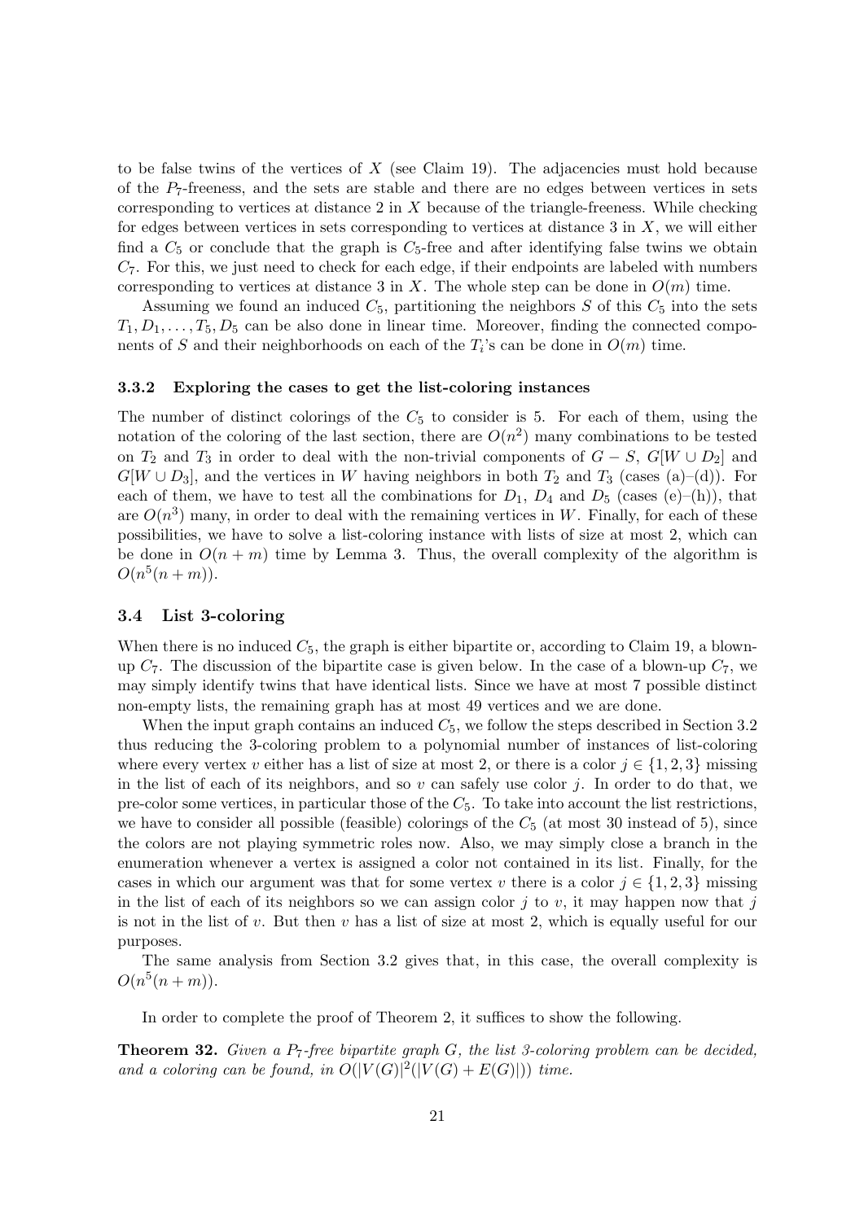to be false twins of the vertices of $X$ (see Claim 19). The adjacencies must hold because of the $P_7$-freeness, and the sets are stable and there are no edges between vertices in sets corresponding to vertices at distance 2 in $X$ because of the triangle-freeness. While checking for edges between vertices in sets corresponding to vertices at distance 3 in $X$, we will either find a $C_5$ or conclude that the graph is $C_5$-free and after identifying false twins we obtain $C_7$. For this, we just need to check for each edge, if their endpoints are labeled with numbers corresponding to vertices at distance 3 in $X$. The whole step can be done in $O(m)$ time.

Assuming we found an induced $C_5$, partitioning the neighbors $S$ of this $C_5$ into the sets $T_1, D_1, \ldots, T_5, D_5$ can be also done in linear time. Moreover, finding the connected components of $S$ and their neighborhoods on each of the $T_i$'s can be done in $O(m)$ time.

### 3.3.2 Exploring the cases to get the list-coloring instances

The number of distinct colorings of the $C_5$ to consider is 5. For each of them, using the notation of the coloring of the last section, there are $O(n^2)$ many combinations to be tested on $T_2$ and $T_3$ in order to deal with the non-trivial components of $G - S$, $G[W \cup D_2]$ and $G[W \cup D_3]$, and the vertices in $W$ having neighbors in both $T_2$ and $T_3$ (cases (a)–(d)). For each of them, we have to test all the combinations for $D_1$, $D_4$ and $D_5$ (cases (e)–(h)), that are $O(n^3)$ many, in order to deal with the remaining vertices in $W$. Finally, for each of these possibilities, we have to solve a list-coloring instance with lists of size at most 2, which can be done in $O(n + m)$ time by Lemma 3. Thus, the overall complexity of the algorithm is $O(n^5(n + m))$.

## 3.4 List 3-coloring

When there is no induced $C_5$, the graph is either bipartite or, according to Claim 19, a blown-up $C_7$. The discussion of the bipartite case is given below. In the case of a blown-up $C_7$, we may simply identify twins that have identical lists. Since we have at most 7 possible distinct non-empty lists, the remaining graph has at most 49 vertices and we are done.

When the input graph contains an induced $C_5$, we follow the steps described in Section 3.2 thus reducing the 3-coloring problem to a polynomial number of instances of list-coloring where every vertex $v$ either has a list of size at most 2, or there is a color $j \in \{1, 2, 3\}$ missing in the list of each of its neighbors, and so $v$ can safely use color $j$. In order to do that, we pre-color some vertices, in particular those of the $C_5$. To take into account the list restrictions, we have to consider all possible (feasible) colorings of the $C_5$ (at most 30 instead of 5), since the colors are not playing symmetric roles now. Also, we may simply close a branch in the enumeration whenever a vertex is assigned a color not contained in its list. Finally, for the cases in which our argument was that for some vertex $v$ there is a color $j \in \{1, 2, 3\}$ missing in the list of each of its neighbors so we can assign color $j$ to $v$, it may happen now that $j$ is not in the list of $v$. But then $v$ has a list of size at most 2, which is equally useful for our purposes.

The same analysis from Section 3.2 gives that, in this case, the overall complexity is $O(n^5(n + m))$.

In order to complete the proof of Theorem 2, it suffices to show the following.

**Theorem 32.** *Given a $P_7$-free bipartite graph $G$, the list 3-coloring problem can be decided, and a coloring can be found, in $O(|V(G)|^2(|V(G) + E(G)|))$ time.*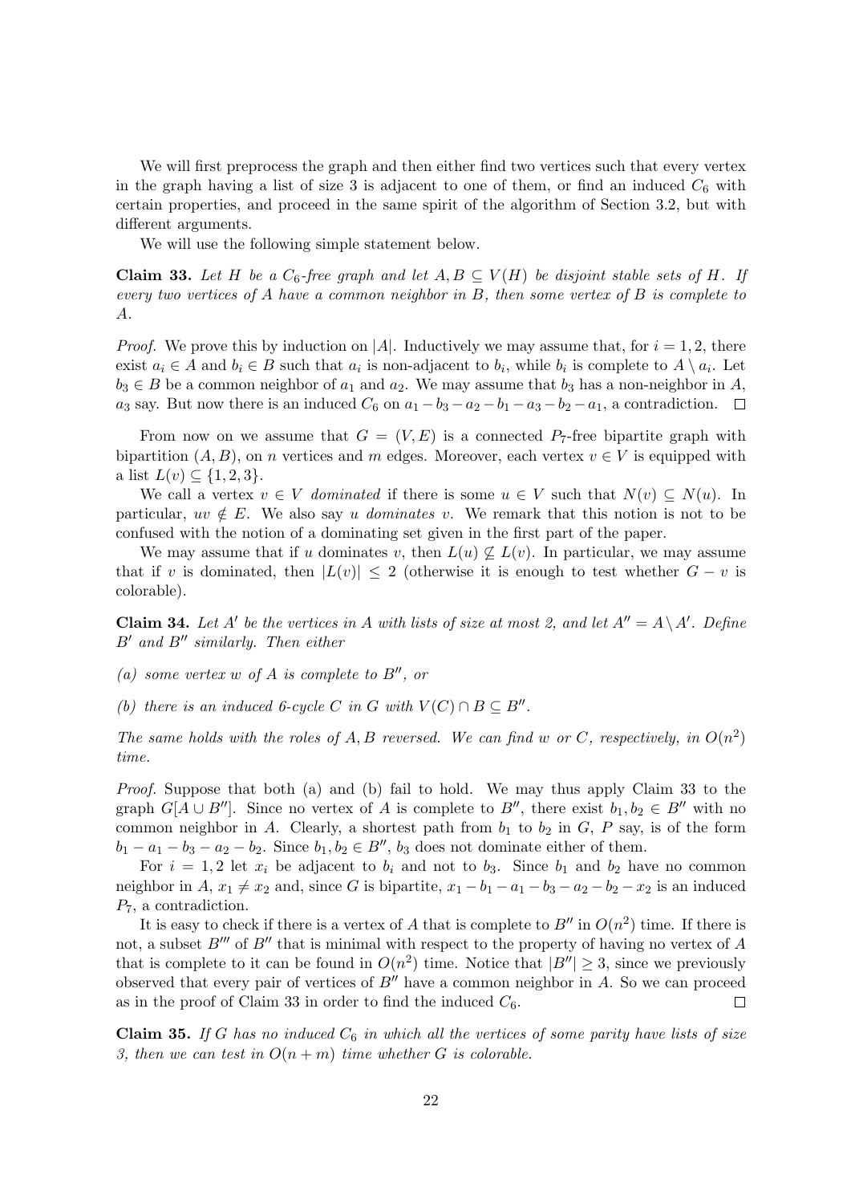We will first preprocess the graph and then either find two vertices such that every vertex in the graph having a list of size 3 is adjacent to one of them, or find an induced $C_6$ with certain properties, and proceed in the same spirit of the algorithm of Section 3.2, but with different arguments.

We will use the following simple statement below.

**Claim 33.** *Let $H$ be a $C_6$-free graph and let $A, B \subseteq V(H)$ be disjoint stable sets of $H$. If every two vertices of $A$ have a common neighbor in $B$, then some vertex of $B$ is complete to $A$.*

*Proof.* We prove this by induction on $|A|$. Inductively we may assume that, for $i = 1, 2$, there exist $a_i \in A$ and $b_i \in B$ such that $a_i$ is non-adjacent to $b_i$, while $b_i$ is complete to $A \setminus a_i$. Let $b_3 \in B$ be a common neighbor of $a_1$ and $a_2$. We may assume that $b_3$ has a non-neighbor in $A$, $a_3$ say. But now there is an induced $C_6$ on $a_1 - b_3 - a_2 - b_1 - a_3 - b_2 - a_1$, a contradiction. $\square$

From now on we assume that $G = (V, E)$ is a connected $P_7$-free bipartite graph with bipartition $(A, B)$, on $n$ vertices and $m$ edges. Moreover, each vertex $v \in V$ is equipped with a list $L(v) \subseteq \{1, 2, 3\}$.

We call a vertex $v \in V$ *dominated* if there is some $u \in V$ such that $N(v) \subseteq N(u)$. In particular, $uv \notin E$. We also say *$u$ dominates $v$*. We remark that this notion is not to be confused with the notion of a dominating set given in the first part of the paper.

We may assume that if $u$ dominates $v$, then $L(u) \not\subseteq L(v)$. In particular, we may assume that if $v$ is dominated, then $|L(v)| \leq 2$ (otherwise it is enough to test whether $G - v$ is colorable).

**Claim 34.** *Let $A'$ be the vertices in $A$ with lists of size at most 2, and let $A'' = A \setminus A'$. Define $B'$ and $B''$ similarly. Then either*

*(a) some vertex $w$ of $A$ is complete to $B''$, or*

*(b) there is an induced 6-cycle $C$ in $G$ with $V(C) \cap B \subseteq B''$.*

*The same holds with the roles of $A, B$ reversed. We can find $w$ or $C$, respectively, in $O(n^2)$ time.*

*Proof.* Suppose that both (a) and (b) fail to hold. We may thus apply Claim 33 to the graph $G[A \cup B'']$. Since no vertex of $A$ is complete to $B''$, there exist $b_1, b_2 \in B''$ with no common neighbor in $A$. Clearly, a shortest path from $b_1$ to $b_2$ in $G$, $P$ say, is of the form $b_1 - a_1 - b_3 - a_2 - b_2$. Since $b_1, b_2 \in B''$, $b_3$ does not dominate either of them.

For $i = 1, 2$ let $x_i$ be adjacent to $b_i$ and not to $b_3$. Since $b_1$ and $b_2$ have no common neighbor in $A$, $x_1 \neq x_2$ and, since $G$ is bipartite, $x_1 - b_1 - a_1 - b_3 - a_2 - b_2 - x_2$ is an induced $P_7$, a contradiction.

It is easy to check if there is a vertex of $A$ that is complete to $B''$ in $O(n^2)$ time. If there is not, a subset $B'''$ of $B''$ that is minimal with respect to the property of having no vertex of $A$ that is complete to it can be found in $O(n^2)$ time. Notice that $|B''| \geq 3$, since we previously observed that every pair of vertices of $B''$ have a common neighbor in $A$. So we can proceed as in the proof of Claim 33 in order to find the induced $C_6$. $\square$

**Claim 35.** *If $G$ has no induced $C_6$ in which all the vertices of some parity have lists of size 3, then we can test in $O(n + m)$ time whether $G$ is colorable.*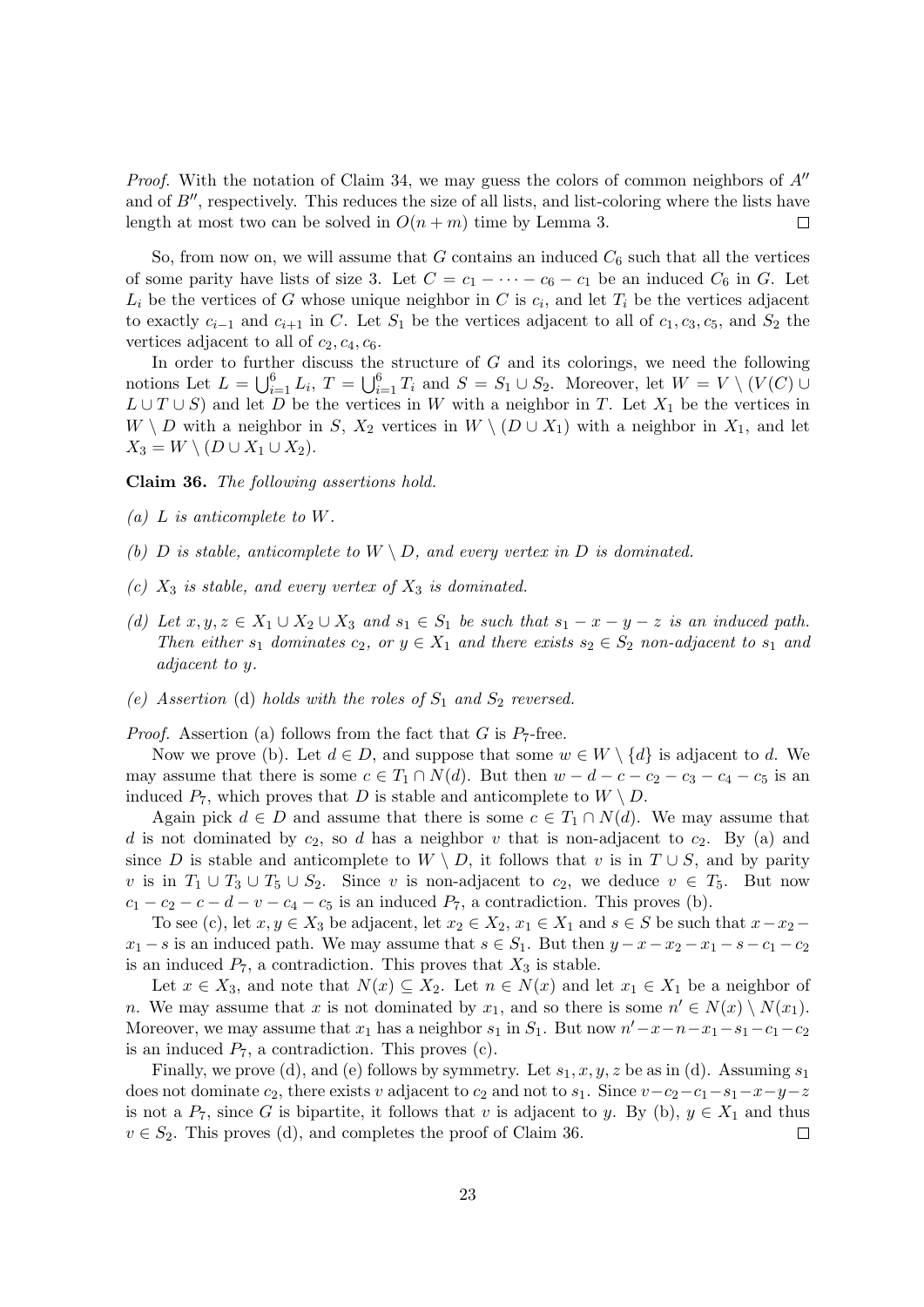*Proof.* With the notation of Claim 34, we may guess the colors of common neighbors of $A''$ and of $B''$, respectively. This reduces the size of all lists, and list-coloring where the lists have length at most two can be solved in $O(n+m)$ time by Lemma 3. $\square$

So, from now on, we will assume that $G$ contains an induced $C_6$ such that all the vertices of some parity have lists of size 3. Let $C = c_1 - \cdots - c_6 - c_1$ be an induced $C_6$ in $G$. Let $L_i$ be the vertices of $G$ whose unique neighbor in $C$ is $c_i$, and let $T_i$ be the vertices adjacent to exactly $c_{i-1}$ and $c_{i+1}$ in $C$. Let $S_1$ be the vertices adjacent to all of $c_1, c_3, c_5$, and $S_2$ the vertices adjacent to all of $c_2, c_4, c_6$.

In order to further discuss the structure of $G$ and its colorings, we need the following notions Let $L = \bigcup_{i=1}^{6} L_i$, $T = \bigcup_{i=1}^{6} T_i$ and $S = S_1 \cup S_2$. Moreover, let $W = V \setminus (V(C) \cup L \cup T \cup S)$ and let $D$ be the vertices in $W$ with a neighbor in $T$. Let $X_1$ be the vertices in $W \setminus D$ with a neighbor in $S$, $X_2$ vertices in $W \setminus (D \cup X_1)$ with a neighbor in $X_1$, and let $X_3 = W \setminus (D \cup X_1 \cup X_2)$.

**Claim 36.** *The following assertions hold.*

*(a) $L$ is anticomplete to $W$.*

*(b) $D$ is stable, anticomplete to $W \setminus D$, and every vertex in $D$ is dominated.*

*(c) $X_3$ is stable, and every vertex of $X_3$ is dominated.*

*(d) Let $x, y, z \in X_1 \cup X_2 \cup X_3$ and $s_1 \in S_1$ be such that $s_1 - x - y - z$ is an induced path. Then either $s_1$ dominates $c_2$, or $y \in X_1$ and there exists $s_2 \in S_2$ non-adjacent to $s_1$ and adjacent to $y$.*

*(e) Assertion* (d) *holds with the roles of $S_1$ and $S_2$ reversed.*

*Proof.* Assertion (a) follows from the fact that $G$ is $P_7$-free.

Now we prove (b). Let $d \in D$, and suppose that some $w \in W \setminus \{d\}$ is adjacent to $d$. We may assume that there is some $c \in T_1 \cap N(d)$. But then $w - d - c - c_2 - c_3 - c_4 - c_5$ is an induced $P_7$, which proves that $D$ is stable and anticomplete to $W \setminus D$.

Again pick $d \in D$ and assume that there is some $c \in T_1 \cap N(d)$. We may assume that $d$ is not dominated by $c_2$, so $d$ has a neighbor $v$ that is non-adjacent to $c_2$. By (a) and since $D$ is stable and anticomplete to $W \setminus D$, it follows that $v$ is in $T \cup S$, and by parity $v$ is in $T_1 \cup T_3 \cup T_5 \cup S_2$. Since $v$ is non-adjacent to $c_2$, we deduce $v \in T_5$. But now $c_1 - c_2 - c - d - v - c_4 - c_5$ is an induced $P_7$, a contradiction. This proves (b).

To see (c), let $x, y \in X_3$ be adjacent, let $x_2 \in X_2$, $x_1 \in X_1$ and $s \in S$ be such that $x - x_2 - x_1 - s$ is an induced path. We may assume that $s \in S_1$. But then $y - x - x_2 - x_1 - s - c_1 - c_2$ is an induced $P_7$, a contradiction. This proves that $X_3$ is stable.

Let $x \in X_3$, and note that $N(x) \subseteq X_2$. Let $n \in N(x)$ and let $x_1 \in X_1$ be a neighbor of $n$. We may assume that $x$ is not dominated by $x_1$, and so there is some $n' \in N(x) \setminus N(x_1)$. Moreover, we may assume that $x_1$ has a neighbor $s_1$ in $S_1$. But now $n' - x - n - x_1 - s_1 - c_1 - c_2$ is an induced $P_7$, a contradiction. This proves (c).

Finally, we prove (d), and (e) follows by symmetry. Let $s_1, x, y, z$ be as in (d). Assuming $s_1$ does not dominate $c_2$, there exists $v$ adjacent to $c_2$ and not to $s_1$. Since $v - c_2 - c_1 - s_1 - x - y - z$ is not a $P_7$, since $G$ is bipartite, it follows that $v$ is adjacent to $y$. By (b), $y \in X_1$ and thus $v \in S_2$. This proves (d), and completes the proof of Claim 36. $\square$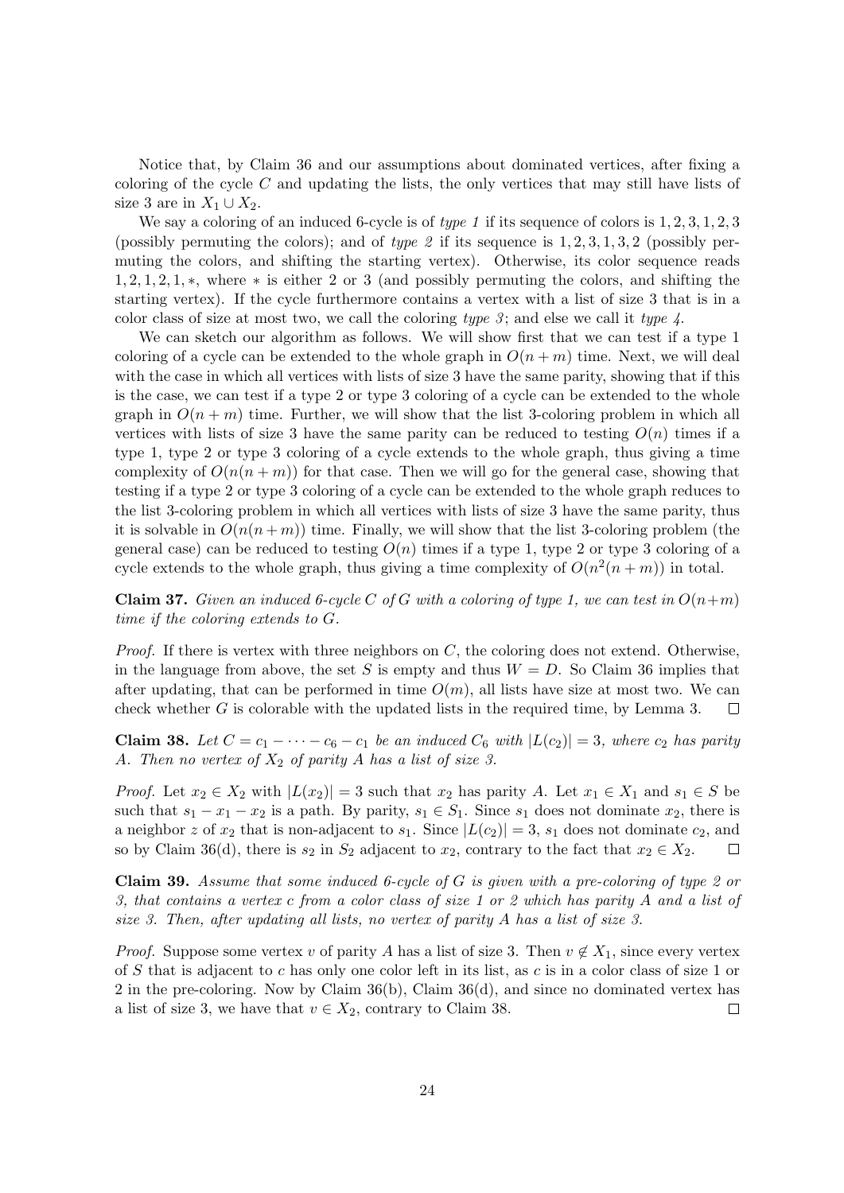Notice that, by Claim 36 and our assumptions about dominated vertices, after fixing a coloring of the cycle $C$ and updating the lists, the only vertices that may still have lists of size 3 are in $X_1 \cup X_2$.

We say a coloring of an induced 6-cycle is of *type 1* if its sequence of colors is $1, 2, 3, 1, 2, 3$ (possibly permuting the colors); and of *type 2* if its sequence is $1, 2, 3, 1, 3, 2$ (possibly permuting the colors, and shifting the starting vertex). Otherwise, its color sequence reads $1, 2, 1, 2, 1, *$, where $*$ is either 2 or 3 (and possibly permuting the colors, and shifting the starting vertex). If the cycle furthermore contains a vertex with a list of size 3 that is in a color class of size at most two, we call the coloring *type 3*; and else we call it *type 4*.

We can sketch our algorithm as follows. We will show first that we can test if a type 1 coloring of a cycle can be extended to the whole graph in $O(n + m)$ time. Next, we will deal with the case in which all vertices with lists of size 3 have the same parity, showing that if this is the case, we can test if a type 2 or type 3 coloring of a cycle can be extended to the whole graph in $O(n + m)$ time. Further, we will show that the list 3-coloring problem in which all vertices with lists of size 3 have the same parity can be reduced to testing $O(n)$ times if a type 1, type 2 or type 3 coloring of a cycle extends to the whole graph, thus giving a time complexity of $O(n(n + m))$ for that case. Then we will go for the general case, showing that testing if a type 2 or type 3 coloring of a cycle can be extended to the whole graph reduces to the list 3-coloring problem in which all vertices with lists of size 3 have the same parity, thus it is solvable in $O(n(n + m))$ time. Finally, we will show that the list 3-coloring problem (the general case) can be reduced to testing $O(n)$ times if a type 1, type 2 or type 3 coloring of a cycle extends to the whole graph, thus giving a time complexity of $O(n^2(n + m))$ in total.

**Claim 37.** *Given an induced 6-cycle $C$ of $G$ with a coloring of type 1, we can test in $O(n+m)$ time if the coloring extends to $G$.*

*Proof.* If there is vertex with three neighbors on $C$, the coloring does not extend. Otherwise, in the language from above, the set $S$ is empty and thus $W = D$. So Claim 36 implies that after updating, that can be performed in time $O(m)$, all lists have size at most two. We can check whether $G$ is colorable with the updated lists in the required time, by Lemma 3. $\square$

**Claim 38.** *Let $C = c_1 - \cdots - c_6 - c_1$ be an induced $C_6$ with $|L(c_2)| = 3$, where $c_2$ has parity $A$. Then no vertex of $X_2$ of parity $A$ has a list of size 3.*

*Proof.* Let $x_2 \in X_2$ with $|L(x_2)| = 3$ such that $x_2$ has parity $A$. Let $x_1 \in X_1$ and $s_1 \in S$ be such that $s_1 - x_1 - x_2$ is a path. By parity, $s_1 \in S_1$. Since $s_1$ does not dominate $x_2$, there is a neighbor $z$ of $x_2$ that is non-adjacent to $s_1$. Since $|L(c_2)| = 3$, $s_1$ does not dominate $c_2$, and so by Claim 36(d), there is $s_2$ in $S_2$ adjacent to $x_2$, contrary to the fact that $x_2 \in X_2$. $\square$

**Claim 39.** *Assume that some induced 6-cycle of $G$ is given with a pre-coloring of type 2 or 3, that contains a vertex $c$ from a color class of size 1 or 2 which has parity $A$ and a list of size 3. Then, after updating all lists, no vertex of parity $A$ has a list of size 3.*

*Proof.* Suppose some vertex $v$ of parity $A$ has a list of size 3. Then $v \notin X_1$, since every vertex of $S$ that is adjacent to $c$ has only one color left in its list, as $c$ is in a color class of size 1 or 2 in the pre-coloring. Now by Claim 36(b), Claim 36(d), and since no dominated vertex has a list of size 3, we have that $v \in X_2$, contrary to Claim 38. $\square$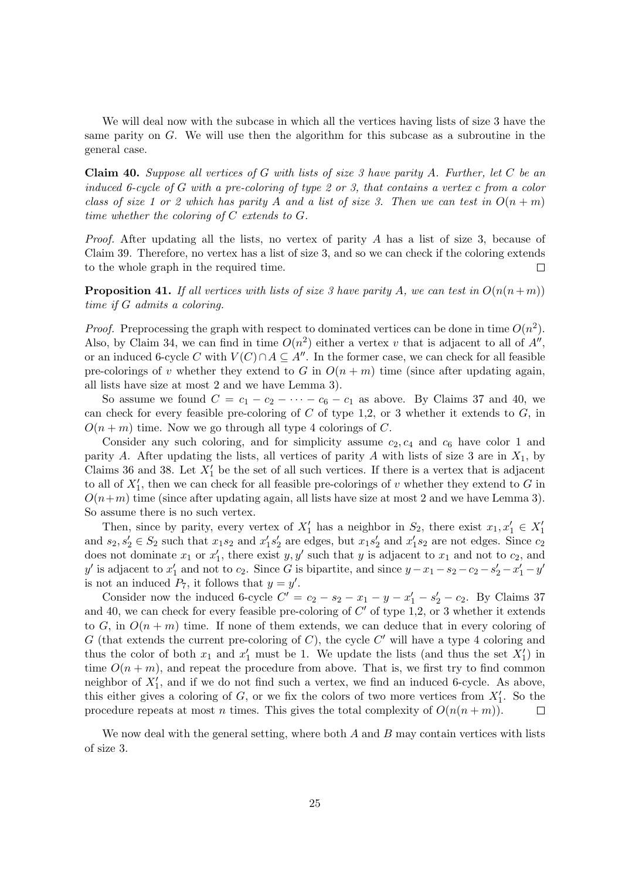We will deal now with the subcase in which all the vertices having lists of size 3 have the same parity on $G$. We will use then the algorithm for this subcase as a subroutine in the general case.

**Claim 40.** *Suppose all vertices of $G$ with lists of size 3 have parity $A$. Further, let $C$ be an induced 6-cycle of $G$ with a pre-coloring of type 2 or 3, that contains a vertex $c$ from a color class of size 1 or 2 which has parity $A$ and a list of size 3. Then we can test in $O(n+m)$ time whether the coloring of $C$ extends to $G$.*

*Proof.* After updating all the lists, no vertex of parity $A$ has a list of size 3, because of Claim 39. Therefore, no vertex has a list of size 3, and so we can check if the coloring extends to the whole graph in the required time. $\square$

**Proposition 41.** *If all vertices with lists of size 3 have parity $A$, we can test in $O(n(n+m))$ time if $G$ admits a coloring.*

*Proof.* Preprocessing the graph with respect to dominated vertices can be done in time $O(n^2)$. Also, by Claim 34, we can find in time $O(n^2)$ either a vertex $v$ that is adjacent to all of $A''$, or an induced 6-cycle $C$ with $V(C) \cap A \subseteq A''$. In the former case, we can check for all feasible pre-colorings of $v$ whether they extend to $G$ in $O(n+m)$ time (since after updating again, all lists have size at most 2 and we have Lemma 3).

So assume we found $C = c_1 - c_2 - \cdots - c_6 - c_1$ as above. By Claims 37 and 40, we can check for every feasible pre-coloring of $C$ of type 1,2, or 3 whether it extends to $G$, in $O(n+m)$ time. Now we go through all type 4 colorings of $C$.

Consider any such coloring, and for simplicity assume $c_2, c_4$ and $c_6$ have color 1 and parity $A$. After updating the lists, all vertices of parity $A$ with lists of size 3 are in $X_1$, by Claims 36 and 38. Let $X_1'$ be the set of all such vertices. If there is a vertex that is adjacent to all of $X_1'$, then we can check for all feasible pre-colorings of $v$ whether they extend to $G$ in $O(n+m)$ time (since after updating again, all lists have size at most 2 and we have Lemma 3). So assume there is no such vertex.

Then, since by parity, every vertex of $X_1'$ has a neighbor in $S_2$, there exist $x_1, x_1' \in X_1'$ and $s_2, s_2' \in S_2$ such that $x_1 s_2$ and $x_1' s_2'$ are edges, but $x_1 s_2'$ and $x_1' s_2$ are not edges. Since $c_2$ does not dominate $x_1$ or $x_1'$, there exist $y, y'$ such that $y$ is adjacent to $x_1$ and not to $c_2$, and $y'$ is adjacent to $x_1'$ and not to $c_2$. Since $G$ is bipartite, and since $y - x_1 - s_2 - c_2 - s_2' - x_1' - y'$ is not an induced $P_7$, it follows that $y = y'$.

Consider now the induced 6-cycle $C' = c_2 - s_2 - x_1 - y - x_1' - s_2' - c_2$. By Claims 37 and 40, we can check for every feasible pre-coloring of $C'$ of type 1,2, or 3 whether it extends to $G$, in $O(n+m)$ time. If none of them extends, we can deduce that in every coloring of $G$ (that extends the current pre-coloring of $C$), the cycle $C'$ will have a type 4 coloring and thus the color of both $x_1$ and $x_1'$ must be 1. We update the lists (and thus the set $X_1'$) in time $O(n+m)$, and repeat the procedure from above. That is, we first try to find common neighbor of $X_1'$, and if we do not find such a vertex, we find an induced 6-cycle. As above, this either gives a coloring of $G$, or we fix the colors of two more vertices from $X_1'$. So the procedure repeats at most $n$ times. This gives the total complexity of $O(n(n+m))$. $\square$

We now deal with the general setting, where both $A$ and $B$ may contain vertices with lists of size 3.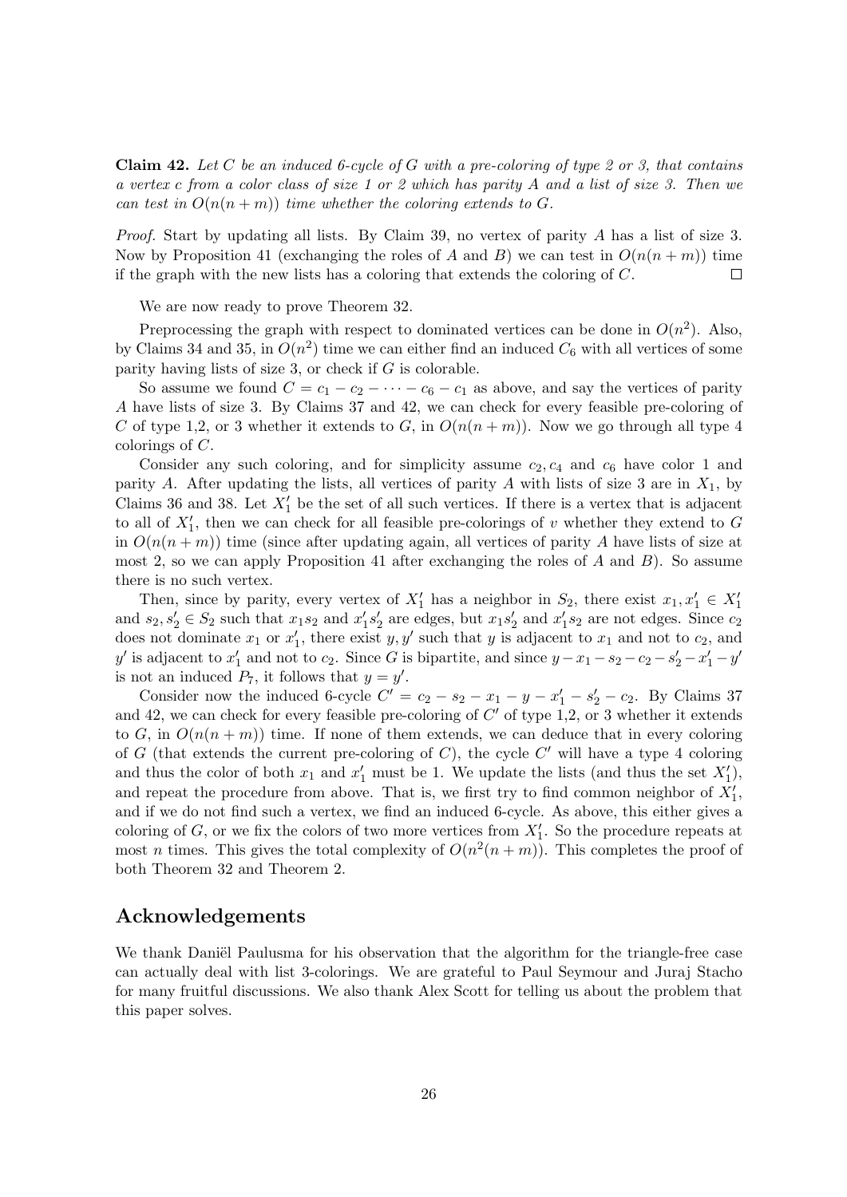**Claim 42.** *Let $C$ be an induced 6-cycle of $G$ with a pre-coloring of type 2 or 3, that contains a vertex $c$ from a color class of size 1 or 2 which has parity $A$ and a list of size 3. Then we can test in $O(n(n+m))$ time whether the coloring extends to $G$.*

*Proof.* Start by updating all lists. By Claim 39, no vertex of parity $A$ has a list of size 3. Now by Proposition 41 (exchanging the roles of $A$ and $B$) we can test in $O(n(n+m))$ time if the graph with the new lists has a coloring that extends the coloring of $C$. □

We are now ready to prove Theorem 32.

Preprocessing the graph with respect to dominated vertices can be done in $O(n^2)$. Also, by Claims 34 and 35, in $O(n^2)$ time we can either find an induced $C_6$ with all vertices of some parity having lists of size 3, or check if $G$ is colorable.

So assume we found $C = c_1 - c_2 - \cdots - c_6 - c_1$ as above, and say the vertices of parity $A$ have lists of size 3. By Claims 37 and 42, we can check for every feasible pre-coloring of $C$ of type 1,2, or 3 whether it extends to $G$, in $O(n(n+m))$. Now we go through all type 4 colorings of $C$.

Consider any such coloring, and for simplicity assume $c_2, c_4$ and $c_6$ have color 1 and parity $A$. After updating the lists, all vertices of parity $A$ with lists of size 3 are in $X_1$, by Claims 36 and 38. Let $X_1'$ be the set of all such vertices. If there is a vertex that is adjacent to all of $X_1'$, then we can check for all feasible pre-colorings of $v$ whether they extend to $G$ in $O(n(n+m))$ time (since after updating again, all vertices of parity $A$ have lists of size at most 2, so we can apply Proposition 41 after exchanging the roles of $A$ and $B$). So assume there is no such vertex.

Then, since by parity, every vertex of $X_1'$ has a neighbor in $S_2$, there exist $x_1, x_1' \in X_1'$ and $s_2, s_2' \in S_2$ such that $x_1 s_2$ and $x_1' s_2'$ are edges, but $x_1 s_2'$ and $x_1' s_2$ are not edges. Since $c_2$ does not dominate $x_1$ or $x_1'$, there exist $y, y'$ such that $y$ is adjacent to $x_1$ and not to $c_2$, and $y'$ is adjacent to $x_1'$ and not to $c_2$. Since $G$ is bipartite, and since $y - x_1 - s_2 - c_2 - s_2' - x_1' - y'$ is not an induced $P_7$, it follows that $y = y'$.

Consider now the induced 6-cycle $C' = c_2 - s_2 - x_1 - y - x_1' - s_2' - c_2$. By Claims 37 and 42, we can check for every feasible pre-coloring of $C'$ of type 1,2, or 3 whether it extends to $G$, in $O(n(n+m))$ time. If none of them extends, we can deduce that in every coloring of $G$ (that extends the current pre-coloring of $C$), the cycle $C'$ will have a type 4 coloring and thus the color of both $x_1$ and $x_1'$ must be 1. We update the lists (and thus the set $X_1'$), and repeat the procedure from above. That is, we first try to find common neighbor of $X_1'$, and if we do not find such a vertex, we find an induced 6-cycle. As above, this either gives a coloring of $G$, or we fix the colors of two more vertices from $X_1'$. So the procedure repeats at most $n$ times. This gives the total complexity of $O(n^2(n+m))$. This completes the proof of both Theorem 32 and Theorem 2.

## Acknowledgements

We thank Daniël Paulusma for his observation that the algorithm for the triangle-free case can actually deal with list 3-colorings. We are grateful to Paul Seymour and Juraj Stacho for many fruitful discussions. We also thank Alex Scott for telling us about the problem that this paper solves.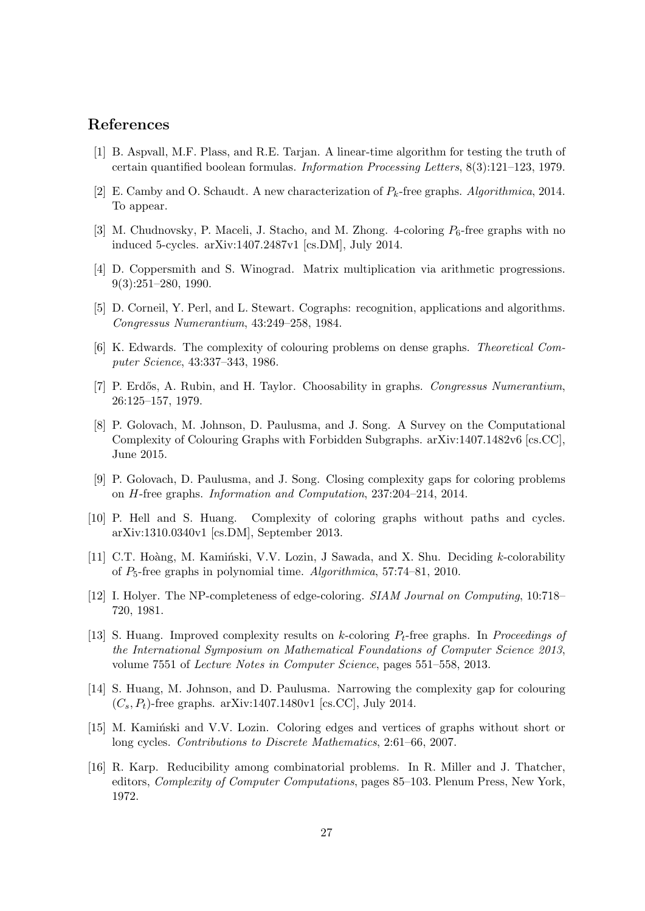## References

[1] B. Aspvall, M.F. Plass, and R.E. Tarjan. A linear-time algorithm for testing the truth of certain quantified boolean formulas. *Information Processing Letters*, 8(3):121–123, 1979.

[2] E. Camby and O. Schaudt. A new characterization of $P_k$-free graphs. *Algorithmica*, 2014. To appear.

[3] M. Chudnovsky, P. Maceli, J. Stacho, and M. Zhong. 4-coloring $P_6$-free graphs with no induced 5-cycles. arXiv:1407.2487v1 [cs.DM], July 2014.

[4] D. Coppersmith and S. Winograd. Matrix multiplication via arithmetic progressions. 9(3):251–280, 1990.

[5] D. Corneil, Y. Perl, and L. Stewart. Cographs: recognition, applications and algorithms. *Congressus Numerantium*, 43:249–258, 1984.

[6] K. Edwards. The complexity of colouring problems on dense graphs. *Theoretical Computer Science*, 43:337–343, 1986.

[7] P. Erdős, A. Rubin, and H. Taylor. Choosability in graphs. *Congressus Numerantium*, 26:125–157, 1979.

[8] P. Golovach, M. Johnson, D. Paulusma, and J. Song. A Survey on the Computational Complexity of Colouring Graphs with Forbidden Subgraphs. arXiv:1407.1482v6 [cs.CC], June 2015.

[9] P. Golovach, D. Paulusma, and J. Song. Closing complexity gaps for coloring problems on $H$-free graphs. *Information and Computation*, 237:204–214, 2014.

[10] P. Hell and S. Huang. Complexity of coloring graphs without paths and cycles. arXiv:1310.0340v1 [cs.DM], September 2013.

[11] C.T. Hoàng, M. Kamiński, V.V. Lozin, J Sawada, and X. Shu. Deciding $k$-colorability of $P_5$-free graphs in polynomial time. *Algorithmica*, 57:74–81, 2010.

[12] I. Holyer. The NP-completeness of edge-coloring. *SIAM Journal on Computing*, 10:718–720, 1981.

[13] S. Huang. Improved complexity results on $k$-coloring $P_t$-free graphs. In *Proceedings of the International Symposium on Mathematical Foundations of Computer Science 2013*, volume 7551 of *Lecture Notes in Computer Science*, pages 551–558, 2013.

[14] S. Huang, M. Johnson, and D. Paulusma. Narrowing the complexity gap for colouring $(C_s, P_t)$-free graphs. arXiv:1407.1480v1 [cs.CC], July 2014.

[15] M. Kamiński and V.V. Lozin. Coloring edges and vertices of graphs without short or long cycles. *Contributions to Discrete Mathematics*, 2:61–66, 2007.

[16] R. Karp. Reducibility among combinatorial problems. In R. Miller and J. Thatcher, editors, *Complexity of Computer Computations*, pages 85–103. Plenum Press, New York, 1972.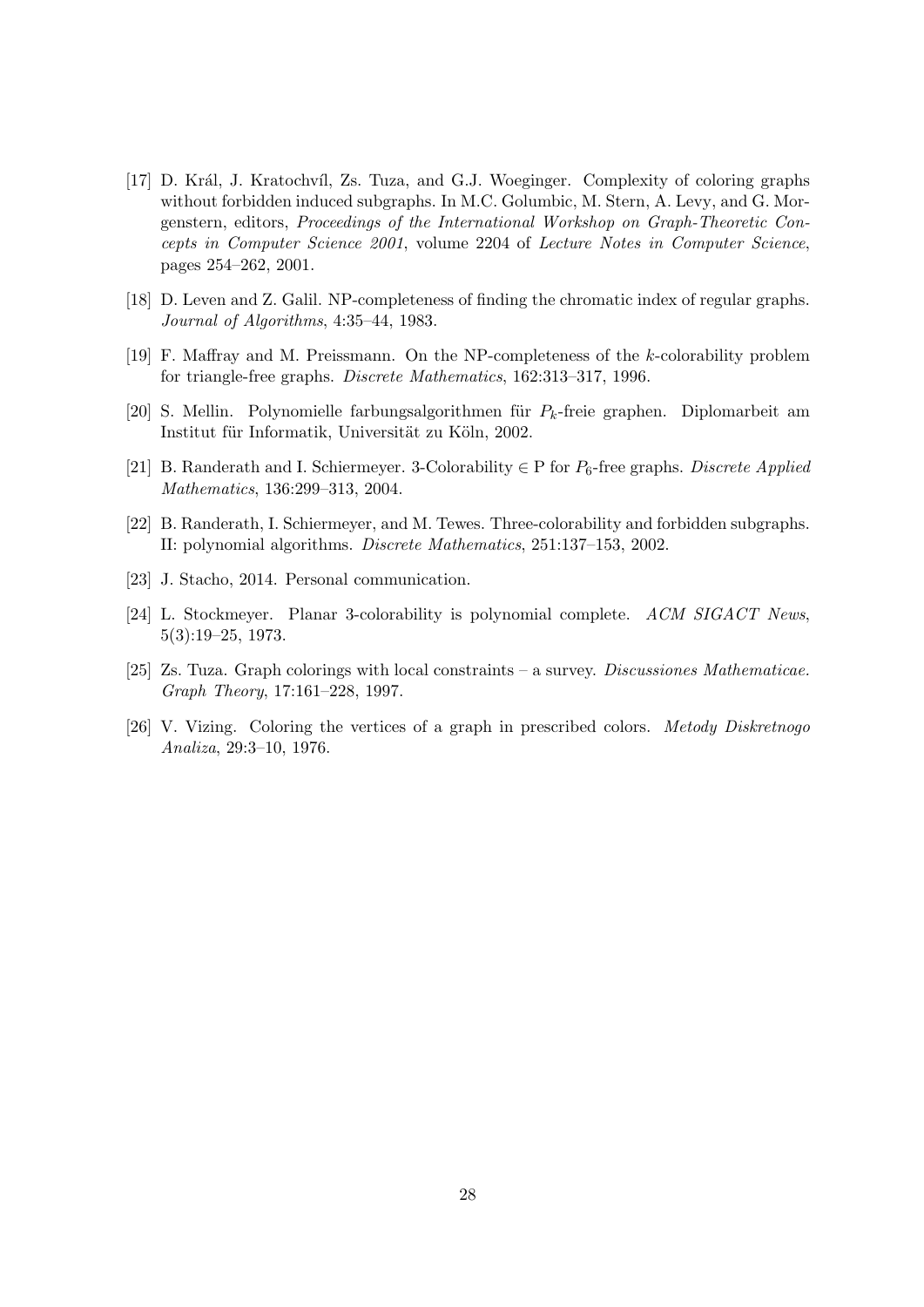[17] D. Král, J. Kratochvíl, Zs. Tuza, and G.J. Woeginger. Complexity of coloring graphs without forbidden induced subgraphs. In M.C. Golumbic, M. Stern, A. Levy, and G. Morgenstern, editors, *Proceedings of the International Workshop on Graph-Theoretic Concepts in Computer Science 2001*, volume 2204 of *Lecture Notes in Computer Science*, pages 254–262, 2001.

[18] D. Leven and Z. Galil. NP-completeness of finding the chromatic index of regular graphs. *Journal of Algorithms*, 4:35–44, 1983.

[19] F. Maffray and M. Preissmann. On the NP-completeness of the $k$-colorability problem for triangle-free graphs. *Discrete Mathematics*, 162:313–317, 1996.

[20] S. Mellin. Polynomielle farbungsalgorithmen für $P_k$-freie graphen. Diplomarbeit am Institut für Informatik, Universität zu Köln, 2002.

[21] B. Randerath and I. Schiermeyer. 3-Colorability $\in$ P for $P_6$-free graphs. *Discrete Applied Mathematics*, 136:299–313, 2004.

[22] B. Randerath, I. Schiermeyer, and M. Tewes. Three-colorability and forbidden subgraphs. II: polynomial algorithms. *Discrete Mathematics*, 251:137–153, 2002.

[23] J. Stacho, 2014. Personal communication.

[24] L. Stockmeyer. Planar 3-colorability is polynomial complete. *ACM SIGACT News*, 5(3):19–25, 1973.

[25] Zs. Tuza. Graph colorings with local constraints – a survey. *Discussiones Mathematicae. Graph Theory*, 17:161–228, 1997.

[26] V. Vizing. Coloring the vertices of a graph in prescribed colors. *Metody Diskretnogo Analiza*, 29:3–10, 1976.